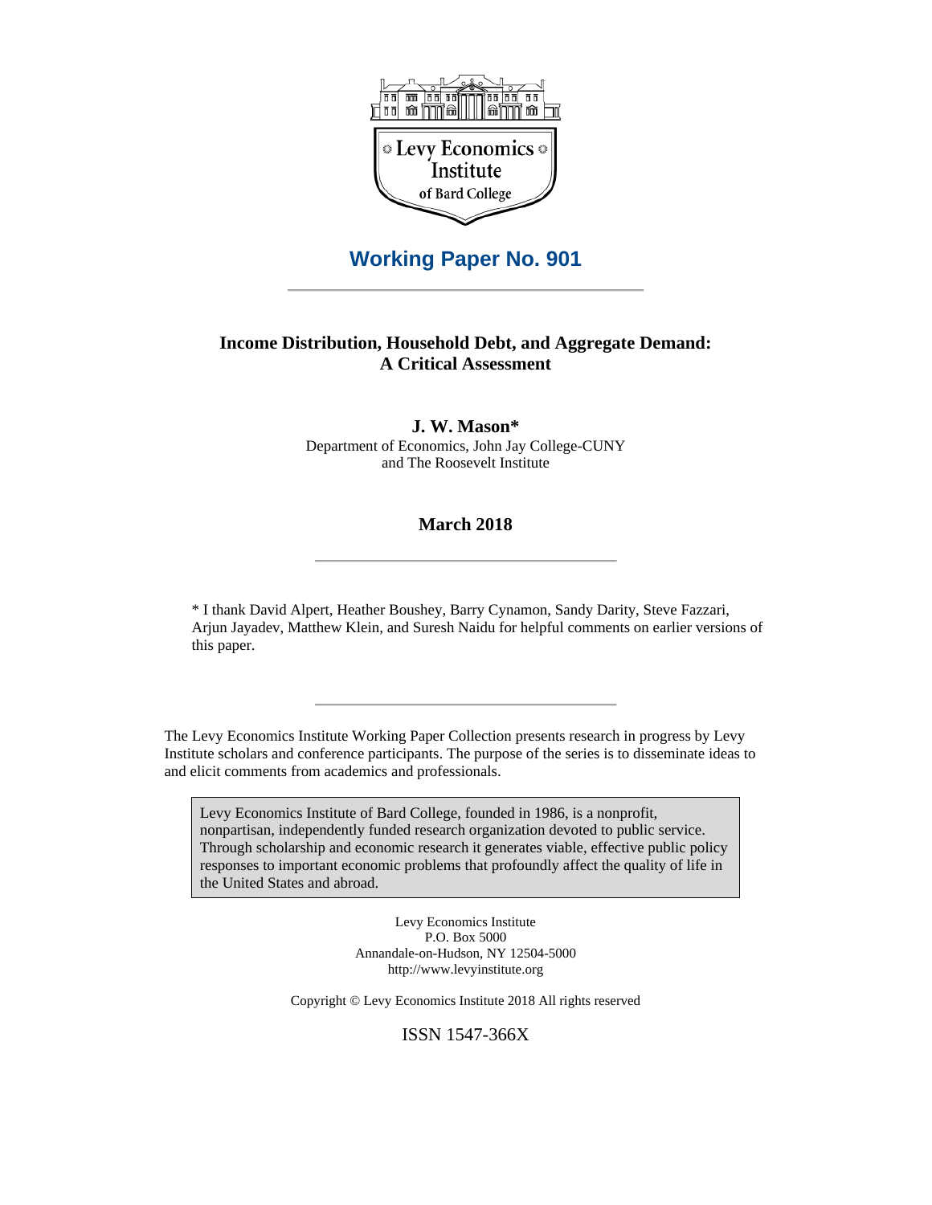Levy Economics Institute of Bard College

## Working Paper No. 901

# Income Distribution, Household Debt, and Aggregate Demand: A Critical Assessment

**J. W. Mason***

Department of Economics, John Jay College-CUNY
and The Roosevelt Institute

**March 2018**

* I thank David Alpert, Heather Boushey, Barry Cynamon, Sandy Darity, Steve Fazzari, Arjun Jayadev, Matthew Klein, and Suresh Naidu for helpful comments on earlier versions of this paper.

The Levy Economics Institute Working Paper Collection presents research in progress by Levy Institute scholars and conference participants. The purpose of the series is to disseminate ideas to and elicit comments from academics and professionals.

Levy Economics Institute of Bard College, founded in 1986, is a nonprofit, nonpartisan, independently funded research organization devoted to public service. Through scholarship and economic research it generates viable, effective public policy responses to important economic problems that profoundly affect the quality of life in the United States and abroad.

Levy Economics Institute
P.O. Box 5000
Annandale-on-Hudson, NY 12504-5000
http://www.levyinstitute.org

Copyright © Levy Economics Institute 2018 All rights reserved

ISSN 1547-366X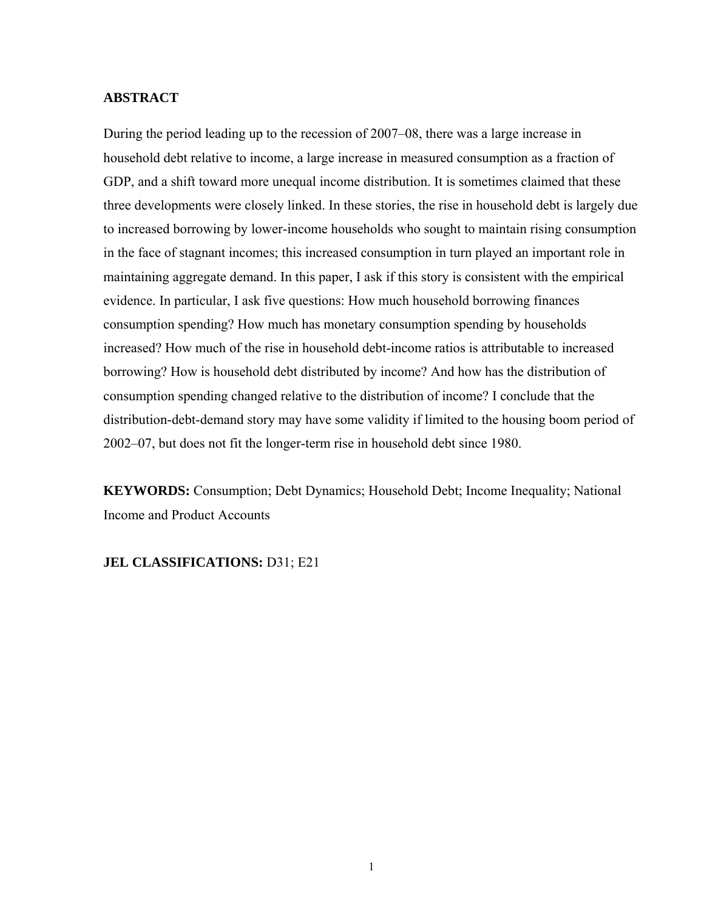## ABSTRACT

During the period leading up to the recession of 2007–08, there was a large increase in household debt relative to income, a large increase in measured consumption as a fraction of GDP, and a shift toward more unequal income distribution. It is sometimes claimed that these three developments were closely linked. In these stories, the rise in household debt is largely due to increased borrowing by lower-income households who sought to maintain rising consumption in the face of stagnant incomes; this increased consumption in turn played an important role in maintaining aggregate demand. In this paper, I ask if this story is consistent with the empirical evidence. In particular, I ask five questions: How much household borrowing finances consumption spending? How much has monetary consumption spending by households increased? How much of the rise in household debt-income ratios is attributable to increased borrowing? How is household debt distributed by income? And how has the distribution of consumption spending changed relative to the distribution of income? I conclude that the distribution-debt-demand story may have some validity if limited to the housing boom period of 2002–07, but does not fit the longer-term rise in household debt since 1980.

**KEYWORDS:** Consumption; Debt Dynamics; Household Debt; Income Inequality; National Income and Product Accounts

**JEL CLASSIFICATIONS:** D31; E21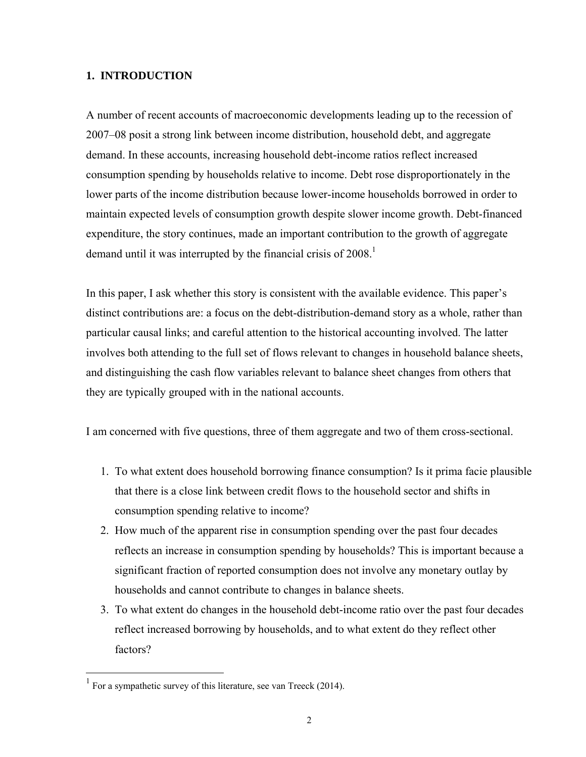## 1. INTRODUCTION

A number of recent accounts of macroeconomic developments leading up to the recession of 2007–08 posit a strong link between income distribution, household debt, and aggregate demand. In these accounts, increasing household debt-income ratios reflect increased consumption spending by households relative to income. Debt rose disproportionately in the lower parts of the income distribution because lower-income households borrowed in order to maintain expected levels of consumption growth despite slower income growth. Debt-financed expenditure, the story continues, made an important contribution to the growth of aggregate demand until it was interrupted by the financial crisis of 2008.[1]

In this paper, I ask whether this story is consistent with the available evidence. This paper's distinct contributions are: a focus on the debt-distribution-demand story as a whole, rather than particular causal links; and careful attention to the historical accounting involved. The latter involves both attending to the full set of flows relevant to changes in household balance sheets, and distinguishing the cash flow variables relevant to balance sheet changes from others that they are typically grouped with in the national accounts.

I am concerned with five questions, three of them aggregate and two of them cross-sectional.

1. To what extent does household borrowing finance consumption? Is it prima facie plausible that there is a close link between credit flows to the household sector and shifts in consumption spending relative to income?
2. How much of the apparent rise in consumption spending over the past four decades reflects an increase in consumption spending by households? This is important because a significant fraction of reported consumption does not involve any monetary outlay by households and cannot contribute to changes in balance sheets.
3. To what extent do changes in the household debt-income ratio over the past four decades reflect increased borrowing by households, and to what extent do they reflect other factors?

[1] For a sympathetic survey of this literature, see van Treeck (2014).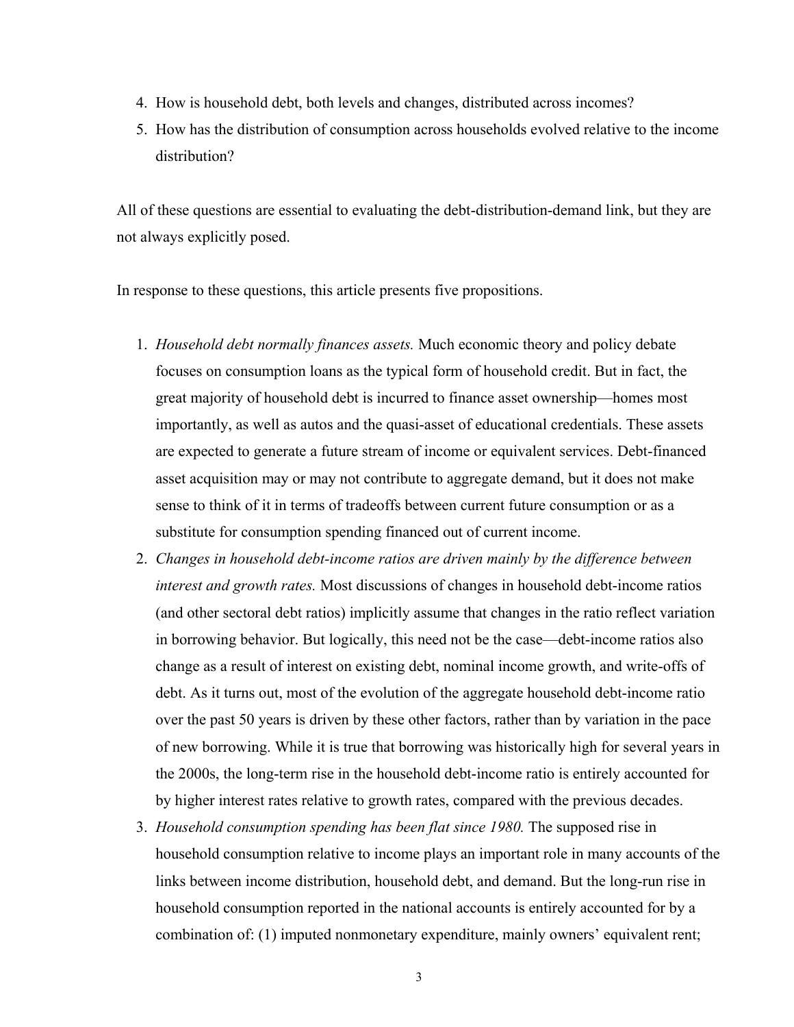4. How is household debt, both levels and changes, distributed across incomes?
5. How has the distribution of consumption across households evolved relative to the income distribution?

All of these questions are essential to evaluating the debt-distribution-demand link, but they are not always explicitly posed.

In response to these questions, this article presents five propositions.

1. *Household debt normally finances assets.* Much economic theory and policy debate focuses on consumption loans as the typical form of household credit. But in fact, the great majority of household debt is incurred to finance asset ownership—homes most importantly, as well as autos and the quasi-asset of educational credentials. These assets are expected to generate a future stream of income or equivalent services. Debt-financed asset acquisition may or may not contribute to aggregate demand, but it does not make sense to think of it in terms of tradeoffs between current future consumption or as a substitute for consumption spending financed out of current income.
2. *Changes in household debt-income ratios are driven mainly by the difference between interest and growth rates.* Most discussions of changes in household debt-income ratios (and other sectoral debt ratios) implicitly assume that changes in the ratio reflect variation in borrowing behavior. But logically, this need not be the case—debt-income ratios also change as a result of interest on existing debt, nominal income growth, and write-offs of debt. As it turns out, most of the evolution of the aggregate household debt-income ratio over the past 50 years is driven by these other factors, rather than by variation in the pace of new borrowing. While it is true that borrowing was historically high for several years in the 2000s, the long-term rise in the household debt-income ratio is entirely accounted for by higher interest rates relative to growth rates, compared with the previous decades.
3. *Household consumption spending has been flat since 1980.* The supposed rise in household consumption relative to income plays an important role in many accounts of the links between income distribution, household debt, and demand. But the long-run rise in household consumption reported in the national accounts is entirely accounted for by a combination of: (1) imputed nonmonetary expenditure, mainly owners' equivalent rent;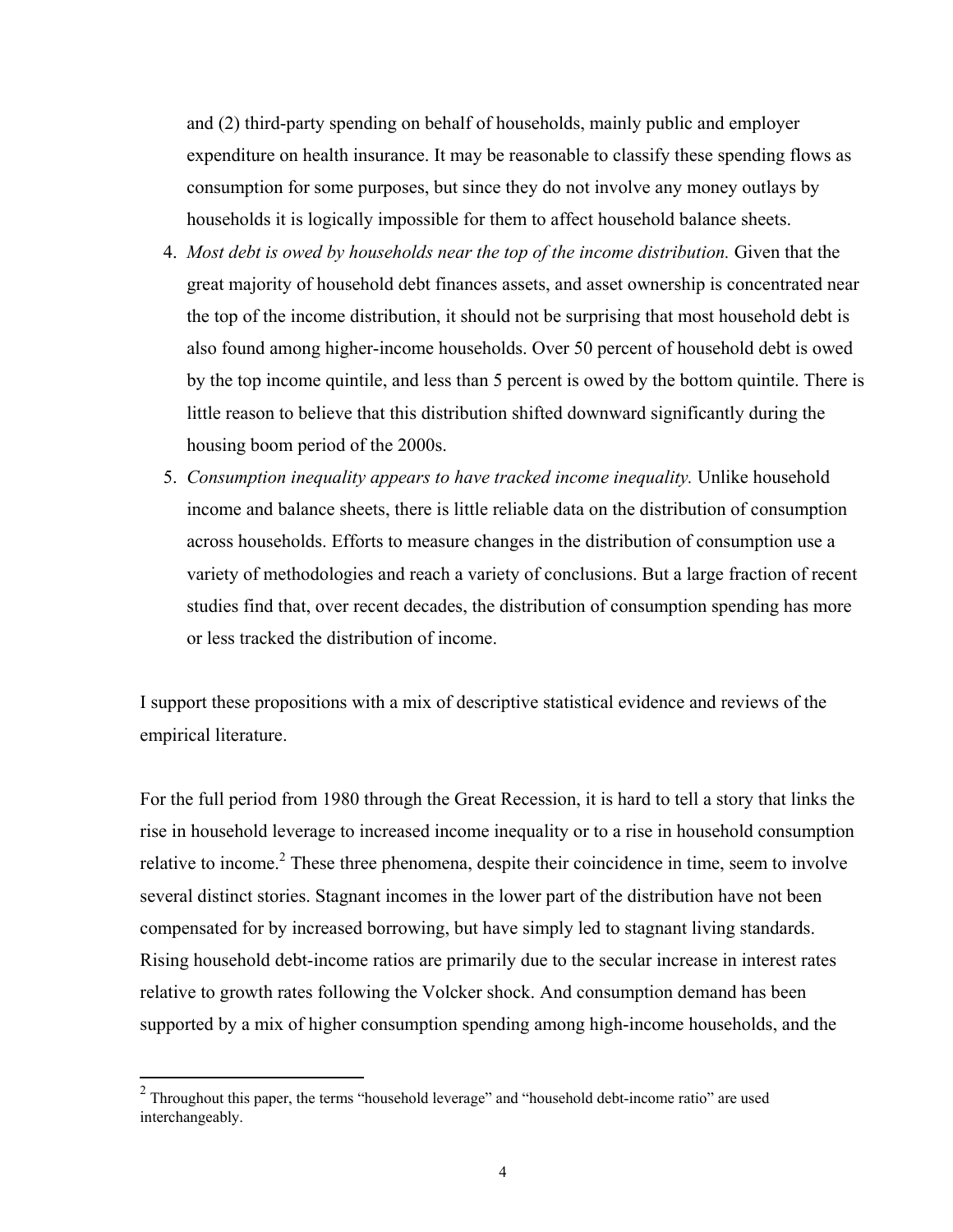and (2) third-party spending on behalf of households, mainly public and employer expenditure on health insurance. It may be reasonable to classify these spending flows as consumption for some purposes, but since they do not involve any money outlays by households it is logically impossible for them to affect household balance sheets.

4. *Most debt is owed by households near the top of the income distribution.* Given that the great majority of household debt finances assets, and asset ownership is concentrated near the top of the income distribution, it should not be surprising that most household debt is also found among higher-income households. Over 50 percent of household debt is owed by the top income quintile, and less than 5 percent is owed by the bottom quintile. There is little reason to believe that this distribution shifted downward significantly during the housing boom period of the 2000s.
5. *Consumption inequality appears to have tracked income inequality.* Unlike household income and balance sheets, there is little reliable data on the distribution of consumption across households. Efforts to measure changes in the distribution of consumption use a variety of methodologies and reach a variety of conclusions. But a large fraction of recent studies find that, over recent decades, the distribution of consumption spending has more or less tracked the distribution of income.

I support these propositions with a mix of descriptive statistical evidence and reviews of the empirical literature.

For the full period from 1980 through the Great Recession, it is hard to tell a story that links the rise in household leverage to increased income inequality or to a rise in household consumption relative to income.[2] These three phenomena, despite their coincidence in time, seem to involve several distinct stories. Stagnant incomes in the lower part of the distribution have not been compensated for by increased borrowing, but have simply led to stagnant living standards. Rising household debt-income ratios are primarily due to the secular increase in interest rates relative to growth rates following the Volcker shock. And consumption demand has been supported by a mix of higher consumption spending among high-income households, and the

[2] Throughout this paper, the terms "household leverage" and "household debt-income ratio" are used interchangeably.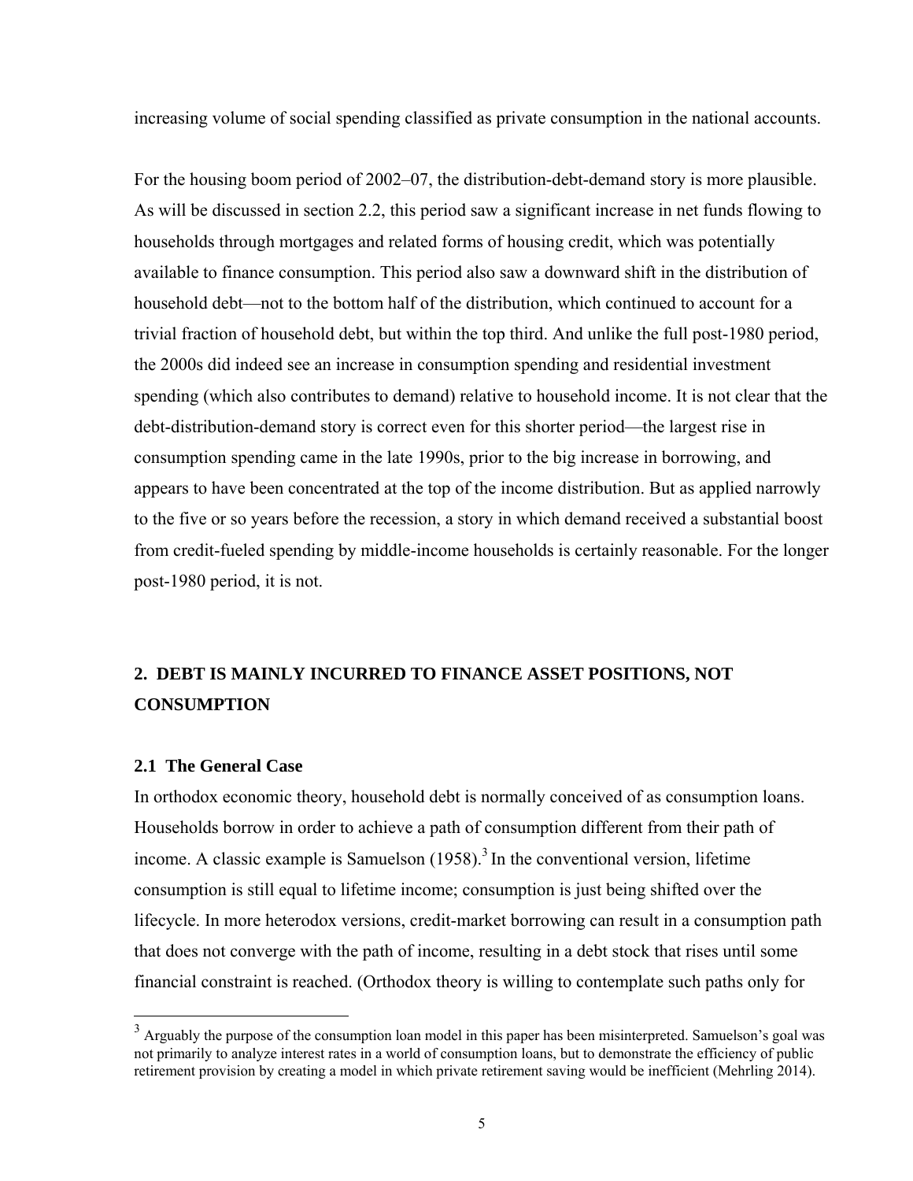increasing volume of social spending classified as private consumption in the national accounts.

For the housing boom period of 2002–07, the distribution-debt-demand story is more plausible. As will be discussed in section 2.2, this period saw a significant increase in net funds flowing to households through mortgages and related forms of housing credit, which was potentially available to finance consumption. This period also saw a downward shift in the distribution of household debt—not to the bottom half of the distribution, which continued to account for a trivial fraction of household debt, but within the top third. And unlike the full post-1980 period, the 2000s did indeed see an increase in consumption spending and residential investment spending (which also contributes to demand) relative to household income. It is not clear that the debt-distribution-demand story is correct even for this shorter period—the largest rise in consumption spending came in the late 1990s, prior to the big increase in borrowing, and appears to have been concentrated at the top of the income distribution. But as applied narrowly to the five or so years before the recession, a story in which demand received a substantial boost from credit-fueled spending by middle-income households is certainly reasonable. For the longer post-1980 period, it is not.

## 2. DEBT IS MAINLY INCURRED TO FINANCE ASSET POSITIONS, NOT CONSUMPTION

### 2.1 The General Case

In orthodox economic theory, household debt is normally conceived of as consumption loans. Households borrow in order to achieve a path of consumption different from their path of income. A classic example is Samuelson (1958).[3] In the conventional version, lifetime consumption is still equal to lifetime income; consumption is just being shifted over the lifecycle. In more heterodox versions, credit-market borrowing can result in a consumption path that does not converge with the path of income, resulting in a debt stock that rises until some financial constraint is reached. (Orthodox theory is willing to contemplate such paths only for

[3] Arguably the purpose of the consumption loan model in this paper has been misinterpreted. Samuelson's goal was not primarily to analyze interest rates in a world of consumption loans, but to demonstrate the efficiency of public retirement provision by creating a model in which private retirement saving would be inefficient (Mehrling 2014).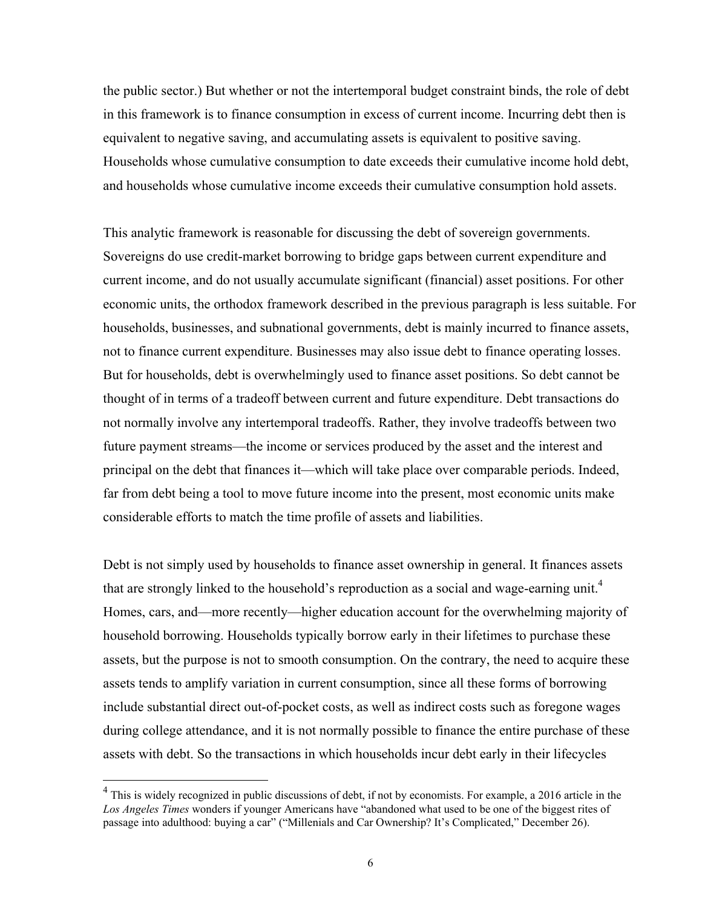the public sector.) But whether or not the intertemporal budget constraint binds, the role of debt in this framework is to finance consumption in excess of current income. Incurring debt then is equivalent to negative saving, and accumulating assets is equivalent to positive saving. Households whose cumulative consumption to date exceeds their cumulative income hold debt, and households whose cumulative income exceeds their cumulative consumption hold assets.

This analytic framework is reasonable for discussing the debt of sovereign governments. Sovereigns do use credit-market borrowing to bridge gaps between current expenditure and current income, and do not usually accumulate significant (financial) asset positions. For other economic units, the orthodox framework described in the previous paragraph is less suitable. For households, businesses, and subnational governments, debt is mainly incurred to finance assets, not to finance current expenditure. Businesses may also issue debt to finance operating losses. But for households, debt is overwhelmingly used to finance asset positions. So debt cannot be thought of in terms of a tradeoff between current and future expenditure. Debt transactions do not normally involve any intertemporal tradeoffs. Rather, they involve tradeoffs between two future payment streams—the income or services produced by the asset and the interest and principal on the debt that finances it—which will take place over comparable periods. Indeed, far from debt being a tool to move future income into the present, most economic units make considerable efforts to match the time profile of assets and liabilities.

Debt is not simply used by households to finance asset ownership in general. It finances assets that are strongly linked to the household's reproduction as a social and wage-earning unit.[4] Homes, cars, and—more recently—higher education account for the overwhelming majority of household borrowing. Households typically borrow early in their lifetimes to purchase these assets, but the purpose is not to smooth consumption. On the contrary, the need to acquire these assets tends to amplify variation in current consumption, since all these forms of borrowing include substantial direct out-of-pocket costs, as well as indirect costs such as foregone wages during college attendance, and it is not normally possible to finance the entire purchase of these assets with debt. So the transactions in which households incur debt early in their lifecycles

[4] This is widely recognized in public discussions of debt, if not by economists. For example, a 2016 article in the *Los Angeles Times* wonders if younger Americans have "abandoned what used to be one of the biggest rites of passage into adulthood: buying a car" ("Millenials and Car Ownership? It's Complicated," December 26).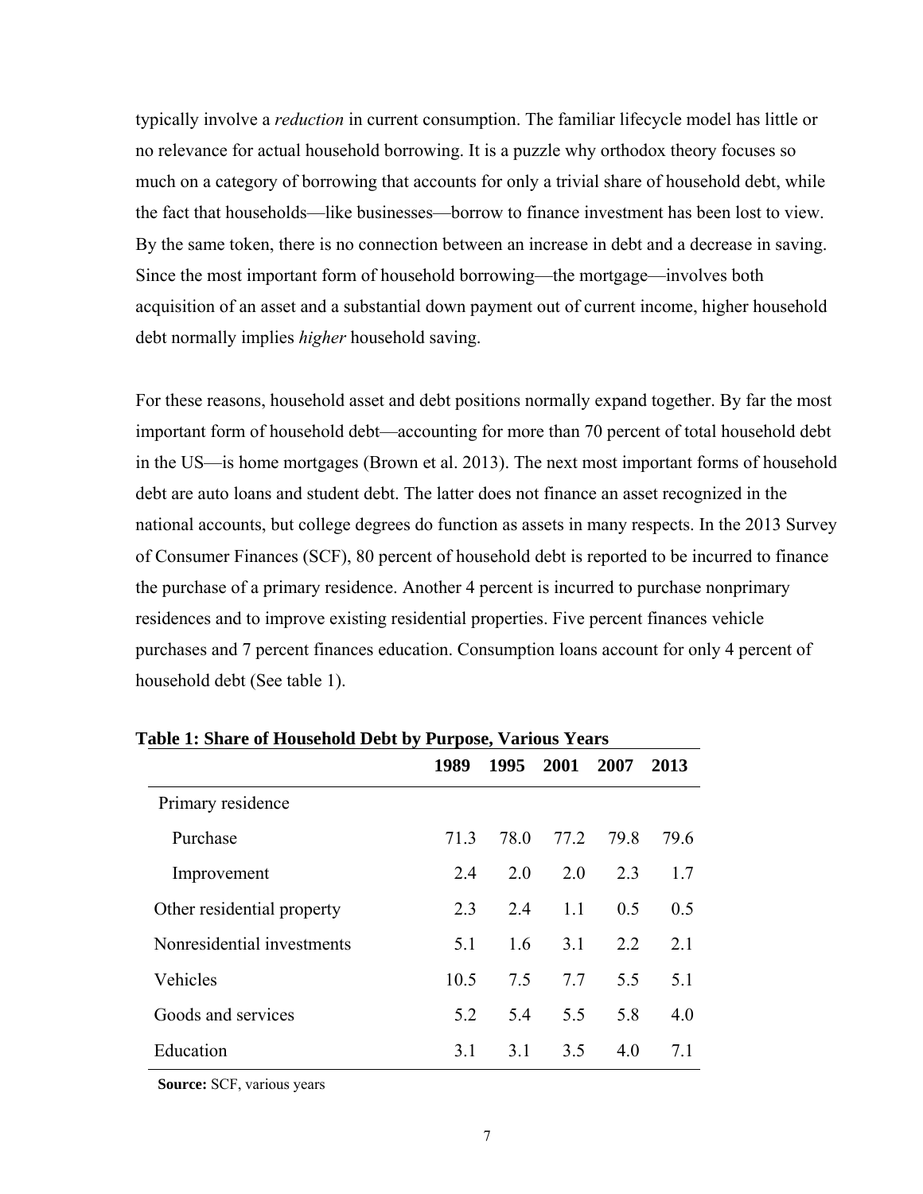typically involve a *reduction* in current consumption. The familiar lifecycle model has little or no relevance for actual household borrowing. It is a puzzle why orthodox theory focuses so much on a category of borrowing that accounts for only a trivial share of household debt, while the fact that households—like businesses—borrow to finance investment has been lost to view. By the same token, there is no connection between an increase in debt and a decrease in saving. Since the most important form of household borrowing—the mortgage—involves both acquisition of an asset and a substantial down payment out of current income, higher household debt normally implies *higher* household saving.

For these reasons, household asset and debt positions normally expand together. By far the most important form of household debt—accounting for more than 70 percent of total household debt in the US—is home mortgages (Brown et al. 2013). The next most important forms of household debt are auto loans and student debt. The latter does not finance an asset recognized in the national accounts, but college degrees do function as assets in many respects. In the 2013 Survey of Consumer Finances (SCF), 80 percent of household debt is reported to be incurred to finance the purchase of a primary residence. Another 4 percent is incurred to purchase nonprimary residences and to improve existing residential properties. Five percent finances vehicle purchases and 7 percent finances education. Consumption loans account for only 4 percent of household debt (See table 1).

**Table 1: Share of Household Debt by Purpose, Various Years**

| | 1989 | 1995 | 2001 | 2007 | 2013 |
|---|---|---|---|---|---|
| Primary residence | | | | | |
| Purchase | 71.3 | 78.0 | 77.2 | 79.8 | 79.6 |
| Improvement | 2.4 | 2.0 | 2.0 | 2.3 | 1.7 |
| Other residential property | 2.3 | 2.4 | 1.1 | 0.5 | 0.5 |
| Nonresidential investments | 5.1 | 1.6 | 3.1 | 2.2 | 2.1 |
| Vehicles | 10.5 | 7.5 | 7.7 | 5.5 | 5.1 |
| Goods and services | 5.2 | 5.4 | 5.5 | 5.8 | 4.0 |
| Education | 3.1 | 3.1 | 3.5 | 4.0 | 7.1 |

**Source:** SCF, various years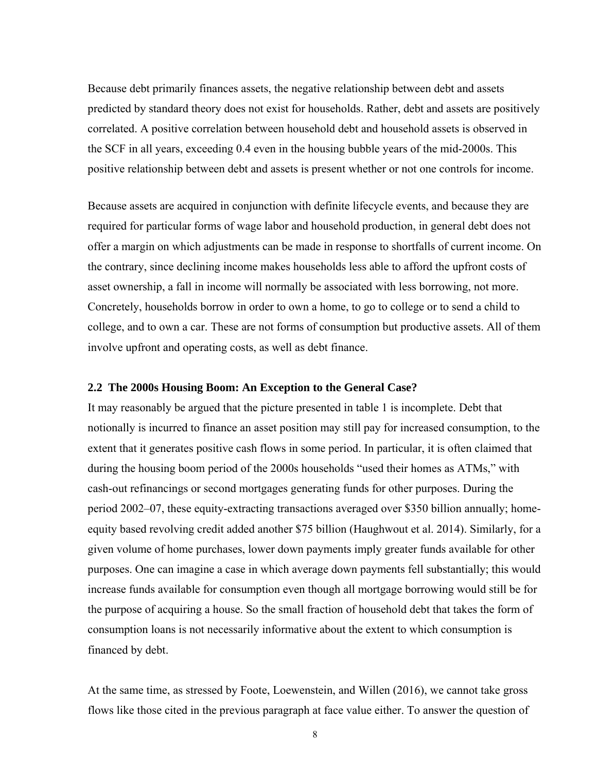Because debt primarily finances assets, the negative relationship between debt and assets predicted by standard theory does not exist for households. Rather, debt and assets are positively correlated. A positive correlation between household debt and household assets is observed in the SCF in all years, exceeding 0.4 even in the housing bubble years of the mid-2000s. This positive relationship between debt and assets is present whether or not one controls for income.

Because assets are acquired in conjunction with definite lifecycle events, and because they are required for particular forms of wage labor and household production, in general debt does not offer a margin on which adjustments can be made in response to shortfalls of current income. On the contrary, since declining income makes households less able to afford the upfront costs of asset ownership, a fall in income will normally be associated with less borrowing, not more. Concretely, households borrow in order to own a home, to go to college or to send a child to college, and to own a car. These are not forms of consumption but productive assets. All of them involve upfront and operating costs, as well as debt finance.

### 2.2 The 2000s Housing Boom: An Exception to the General Case?

It may reasonably be argued that the picture presented in table 1 is incomplete. Debt that notionally is incurred to finance an asset position may still pay for increased consumption, to the extent that it generates positive cash flows in some period. In particular, it is often claimed that during the housing boom period of the 2000s households "used their homes as ATMs," with cash-out refinancings or second mortgages generating funds for other purposes. During the period 2002–07, these equity-extracting transactions averaged over $350 billion annually; home-equity based revolving credit added another $75 billion (Haughwout et al. 2014). Similarly, for a given volume of home purchases, lower down payments imply greater funds available for other purposes. One can imagine a case in which average down payments fell substantially; this would increase funds available for consumption even though all mortgage borrowing would still be for the purpose of acquiring a house. So the small fraction of household debt that takes the form of consumption loans is not necessarily informative about the extent to which consumption is financed by debt.

At the same time, as stressed by Foote, Loewenstein, and Willen (2016), we cannot take gross flows like those cited in the previous paragraph at face value either. To answer the question of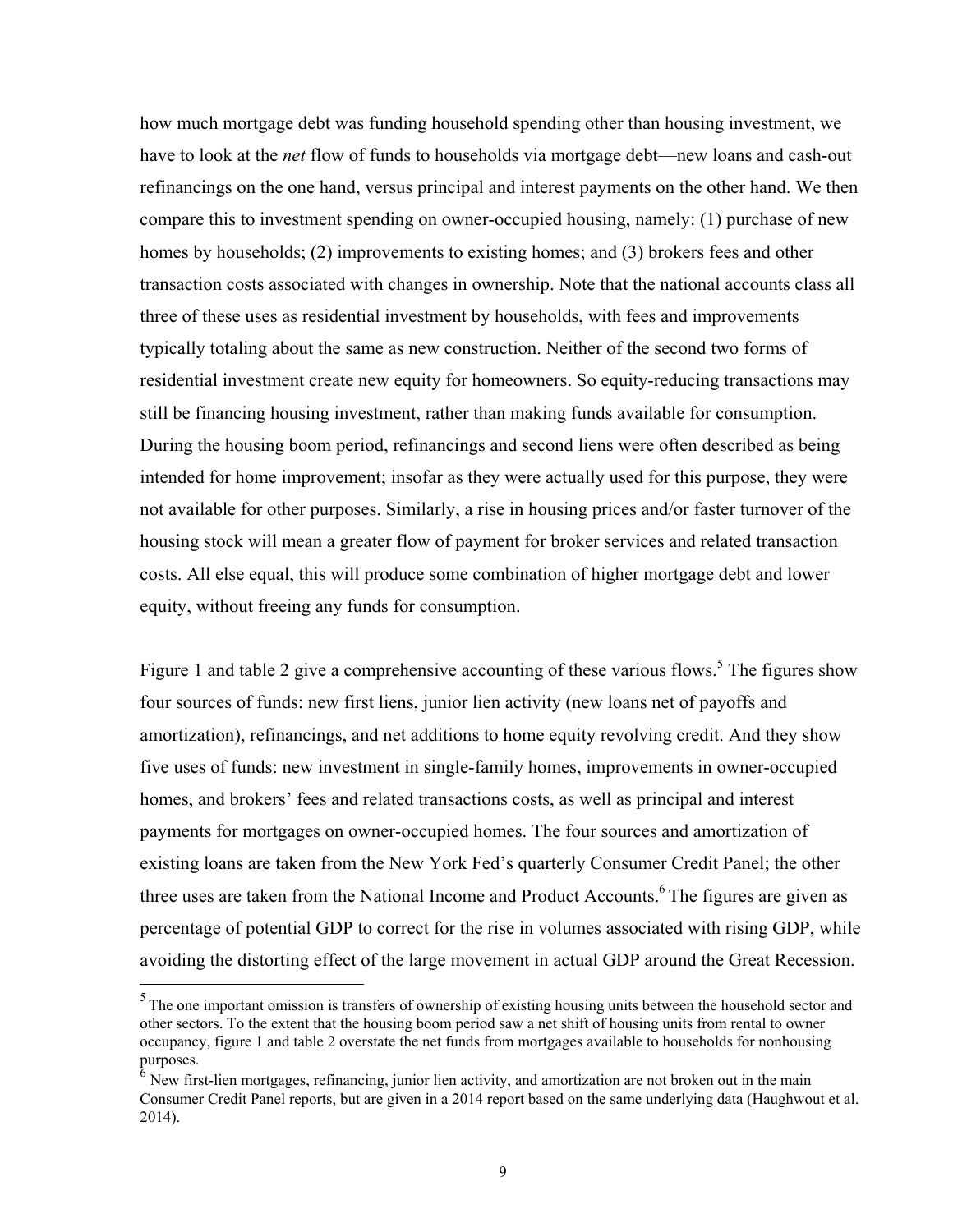how much mortgage debt was funding household spending other than housing investment, we have to look at the *net* flow of funds to households via mortgage debt—new loans and cash-out refinancings on the one hand, versus principal and interest payments on the other hand. We then compare this to investment spending on owner-occupied housing, namely: (1) purchase of new homes by households; (2) improvements to existing homes; and (3) brokers fees and other transaction costs associated with changes in ownership. Note that the national accounts class all three of these uses as residential investment by households, with fees and improvements typically totaling about the same as new construction. Neither of the second two forms of residential investment create new equity for homeowners. So equity-reducing transactions may still be financing housing investment, rather than making funds available for consumption. During the housing boom period, refinancings and second liens were often described as being intended for home improvement; insofar as they were actually used for this purpose, they were not available for other purposes. Similarly, a rise in housing prices and/or faster turnover of the housing stock will mean a greater flow of payment for broker services and related transaction costs. All else equal, this will produce some combination of higher mortgage debt and lower equity, without freeing any funds for consumption.

Figure 1 and table 2 give a comprehensive accounting of these various flows.[5] The figures show four sources of funds: new first liens, junior lien activity (new loans net of payoffs and amortization), refinancings, and net additions to home equity revolving credit. And they show five uses of funds: new investment in single-family homes, improvements in owner-occupied homes, and brokers' fees and related transactions costs, as well as principal and interest payments for mortgages on owner-occupied homes. The four sources and amortization of existing loans are taken from the New York Fed's quarterly Consumer Credit Panel; the other three uses are taken from the National Income and Product Accounts.[6] The figures are given as percentage of potential GDP to correct for the rise in volumes associated with rising GDP, while avoiding the distorting effect of the large movement in actual GDP around the Great Recession.

[5] The one important omission is transfers of ownership of existing housing units between the household sector and other sectors. To the extent that the housing boom period saw a net shift of housing units from rental to owner occupancy, figure 1 and table 2 overstate the net funds from mortgages available to households for nonhousing purposes.

[6] New first-lien mortgages, refinancing, junior lien activity, and amortization are not broken out in the main Consumer Credit Panel reports, but are given in a 2014 report based on the same underlying data (Haughwout et al. 2014).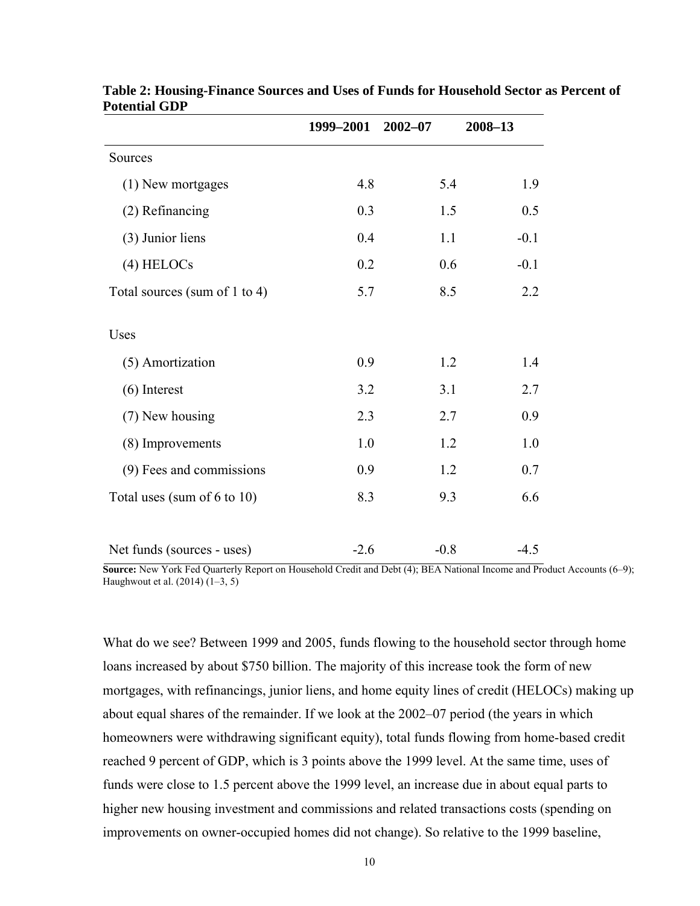**Table 2: Housing-Finance Sources and Uses of Funds for Household Sector as Percent of Potential GDP**

| | 1999–2001 | 2002–07 | 2008–13 |
|---|---|---|---|
| Sources | | | |
| (1) New mortgages | 4.8 | 5.4 | 1.9 |
| (2) Refinancing | 0.3 | 1.5 | 0.5 |
| (3) Junior liens | 0.4 | 1.1 | -0.1 |
| (4) HELOCs | 0.2 | 0.6 | -0.1 |
| Total sources (sum of 1 to 4) | 5.7 | 8.5 | 2.2 |
| Uses | | | |
| (5) Amortization | 0.9 | 1.2 | 1.4 |
| (6) Interest | 3.2 | 3.1 | 2.7 |
| (7) New housing | 2.3 | 2.7 | 0.9 |
| (8) Improvements | 1.0 | 1.2 | 1.0 |
| (9) Fees and commissions | 0.9 | 1.2 | 0.7 |
| Total uses (sum of 6 to 10) | 8.3 | 9.3 | 6.6 |
| Net funds (sources - uses) | -2.6 | -0.8 | -4.5 |

**Source:** New York Fed Quarterly Report on Household Credit and Debt (4); BEA National Income and Product Accounts (6–9); Haughwout et al. (2014) (1–3, 5)

What do we see? Between 1999 and 2005, funds flowing to the household sector through home loans increased by about $750 billion. The majority of this increase took the form of new mortgages, with refinancings, junior liens, and home equity lines of credit (HELOCs) making up about equal shares of the remainder. If we look at the 2002–07 period (the years in which homeowners were withdrawing significant equity), total funds flowing from home-based credit reached 9 percent of GDP, which is 3 points above the 1999 level. At the same time, uses of funds were close to 1.5 percent above the 1999 level, an increase due in about equal parts to higher new housing investment and commissions and related transactions costs (spending on improvements on owner-occupied homes did not change). So relative to the 1999 baseline,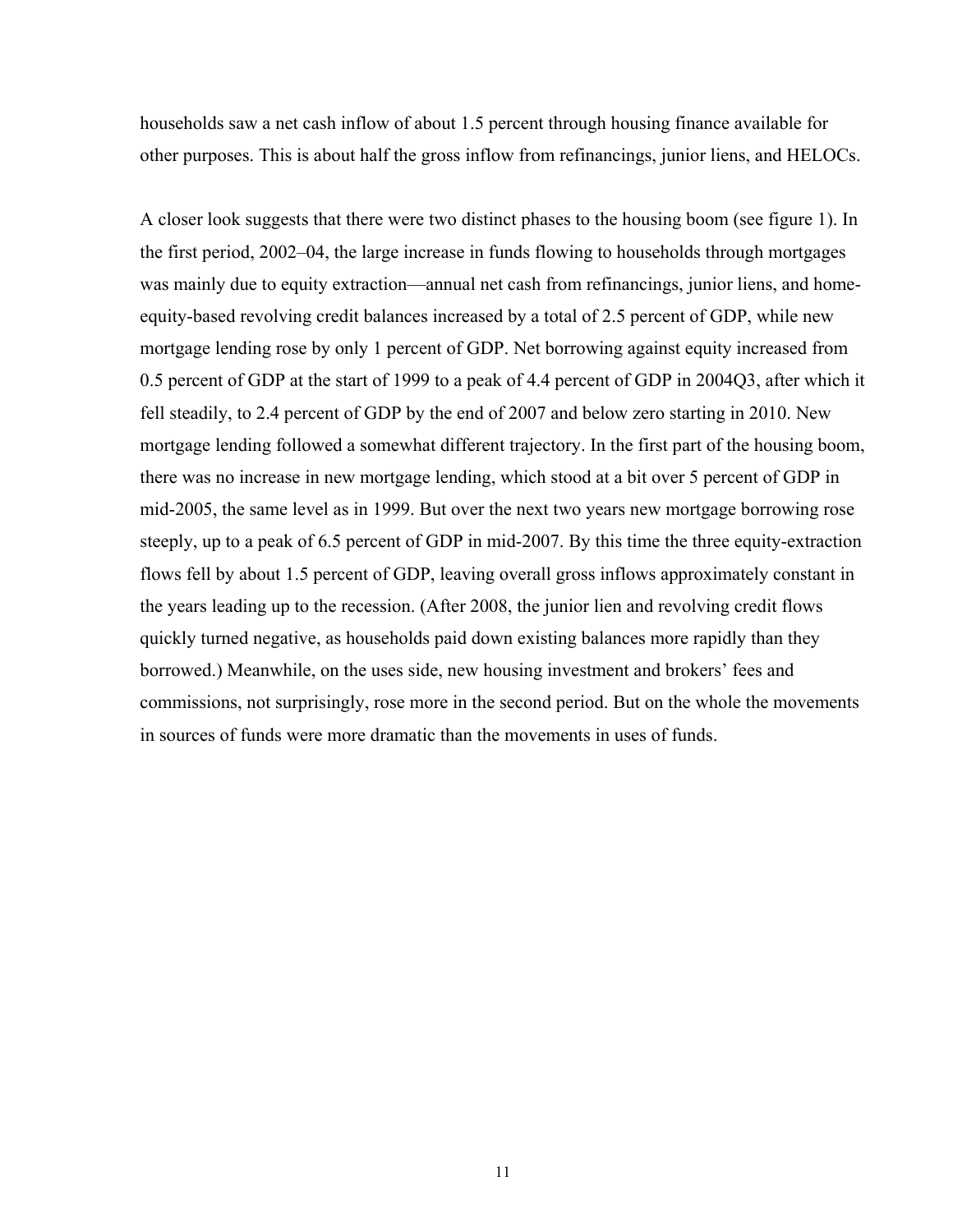households saw a net cash inflow of about 1.5 percent through housing finance available for other purposes. This is about half the gross inflow from refinancings, junior liens, and HELOCs.

A closer look suggests that there were two distinct phases to the housing boom (see figure 1). In the first period, 2002–04, the large increase in funds flowing to households through mortgages was mainly due to equity extraction—annual net cash from refinancings, junior liens, and home-equity-based revolving credit balances increased by a total of 2.5 percent of GDP, while new mortgage lending rose by only 1 percent of GDP. Net borrowing against equity increased from 0.5 percent of GDP at the start of 1999 to a peak of 4.4 percent of GDP in 2004Q3, after which it fell steadily, to 2.4 percent of GDP by the end of 2007 and below zero starting in 2010. New mortgage lending followed a somewhat different trajectory. In the first part of the housing boom, there was no increase in new mortgage lending, which stood at a bit over 5 percent of GDP in mid-2005, the same level as in 1999. But over the next two years new mortgage borrowing rose steeply, up to a peak of 6.5 percent of GDP in mid-2007. By this time the three equity-extraction flows fell by about 1.5 percent of GDP, leaving overall gross inflows approximately constant in the years leading up to the recession. (After 2008, the junior lien and revolving credit flows quickly turned negative, as households paid down existing balances more rapidly than they borrowed.) Meanwhile, on the uses side, new housing investment and brokers' fees and commissions, not surprisingly, rose more in the second period. But on the whole the movements in sources of funds were more dramatic than the movements in uses of funds.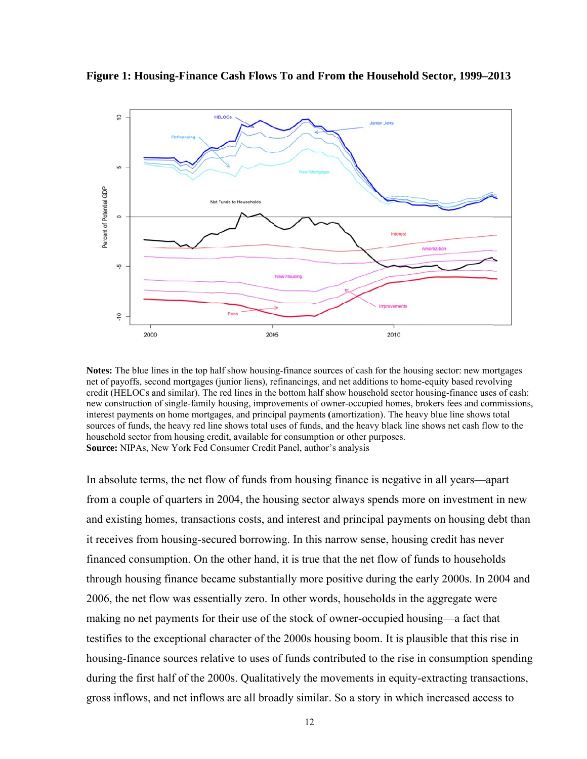**Figure 1: Housing-Finance Cash Flows To and From the Household Sector, 1999–2013**

HELOCs
Junior Liens
Refinancing
New Mortgage
Net Funds to Households
Interest
Amortization
New Housing
Improvements
Fees

Percent of Potential GDP

10
5
0
-5
-10

2000
2005
2010

**Notes:** The blue lines in the top half show housing-finance sources of cash for the housing sector: new mortgages net of payoffs, second mortgages (junior liens), refinancings, and net additions to home-equity based revolving credit (HELOCs and similar). The red lines in the bottom half show household sector housing-finance uses of cash: new construction of single-family housing, improvements of owner-occupied homes, brokers fees and commissions, interest payments on home mortgages, and principal payments (amortization). The heavy blue line shows total sources of funds, the heavy red line shows total uses of funds, and the heavy black line shows net cash flow to the household sector from housing credit, available for consumption or other purposes.
**Source:** NIPAs, New York Fed Consumer Credit Panel, author's analysis

In absolute terms, the net flow of funds from housing finance is negative in all years—apart from a couple of quarters in 2004, the housing sector always spends more on investment in new and existing homes, transactions costs, and interest and principal payments on housing debt than it receives from housing-secured borrowing. In this narrow sense, housing credit has never financed consumption. On the other hand, it is true that the net flow of funds to households through housing finance became substantially more positive during the early 2000s. In 2004 and 2006, the net flow was essentially zero. In other words, households in the aggregate were making no net payments for their use of the stock of owner-occupied housing—a fact that testifies to the exceptional character of the 2000s housing boom. It is plausible that this rise in housing-finance sources relative to uses of funds contributed to the rise in consumption spending during the first half of the 2000s. Qualitatively the movements in equity-extracting transactions, gross inflows, and net inflows are all broadly similar. So a story in which increased access to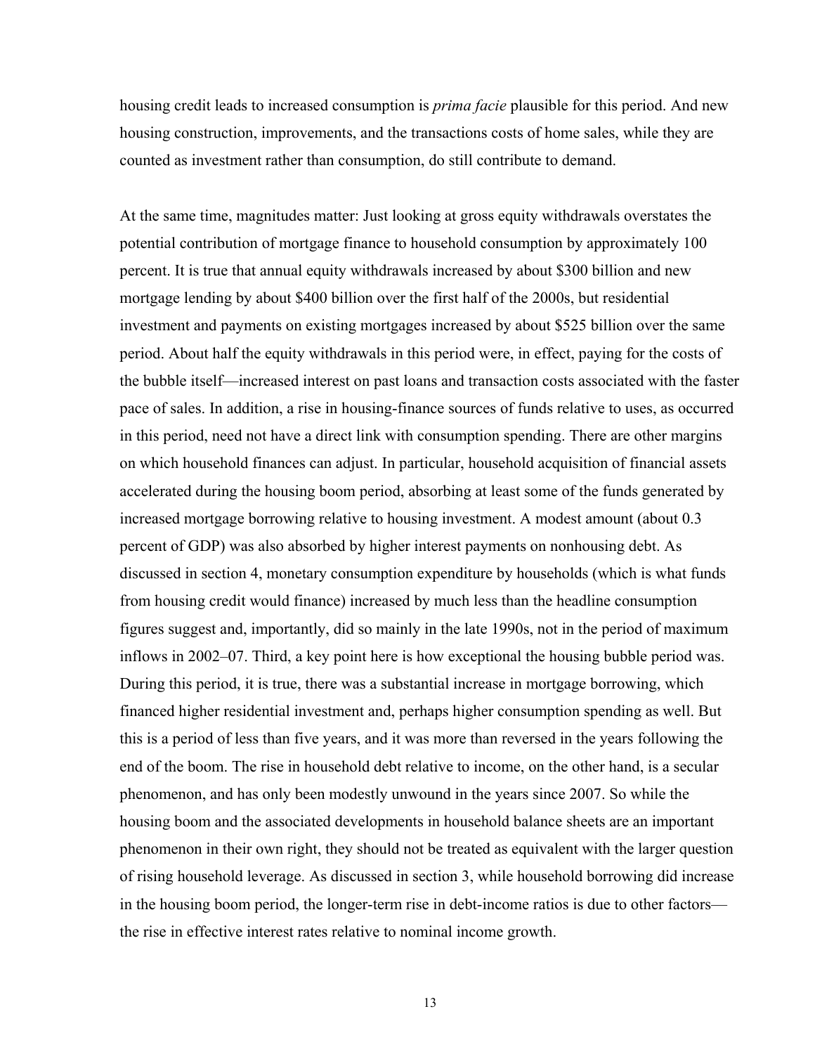housing credit leads to increased consumption is *prima facie* plausible for this period. And new housing construction, improvements, and the transactions costs of home sales, while they are counted as investment rather than consumption, do still contribute to demand.

At the same time, magnitudes matter: Just looking at gross equity withdrawals overstates the potential contribution of mortgage finance to household consumption by approximately 100 percent. It is true that annual equity withdrawals increased by about $300 billion and new mortgage lending by about $400 billion over the first half of the 2000s, but residential investment and payments on existing mortgages increased by about $525 billion over the same period. About half the equity withdrawals in this period were, in effect, paying for the costs of the bubble itself—increased interest on past loans and transaction costs associated with the faster pace of sales. In addition, a rise in housing-finance sources of funds relative to uses, as occurred in this period, need not have a direct link with consumption spending. There are other margins on which household finances can adjust. In particular, household acquisition of financial assets accelerated during the housing boom period, absorbing at least some of the funds generated by increased mortgage borrowing relative to housing investment. A modest amount (about 0.3 percent of GDP) was also absorbed by higher interest payments on nonhousing debt. As discussed in section 4, monetary consumption expenditure by households (which is what funds from housing credit would finance) increased by much less than the headline consumption figures suggest and, importantly, did so mainly in the late 1990s, not in the period of maximum inflows in 2002–07. Third, a key point here is how exceptional the housing bubble period was. During this period, it is true, there was a substantial increase in mortgage borrowing, which financed higher residential investment and, perhaps higher consumption spending as well. But this is a period of less than five years, and it was more than reversed in the years following the end of the boom. The rise in household debt relative to income, on the other hand, is a secular phenomenon, and has only been modestly unwound in the years since 2007. So while the housing boom and the associated developments in household balance sheets are an important phenomenon in their own right, they should not be treated as equivalent with the larger question of rising household leverage. As discussed in section 3, while household borrowing did increase in the housing boom period, the longer-term rise in debt-income ratios is due to other factors—the rise in effective interest rates relative to nominal income growth.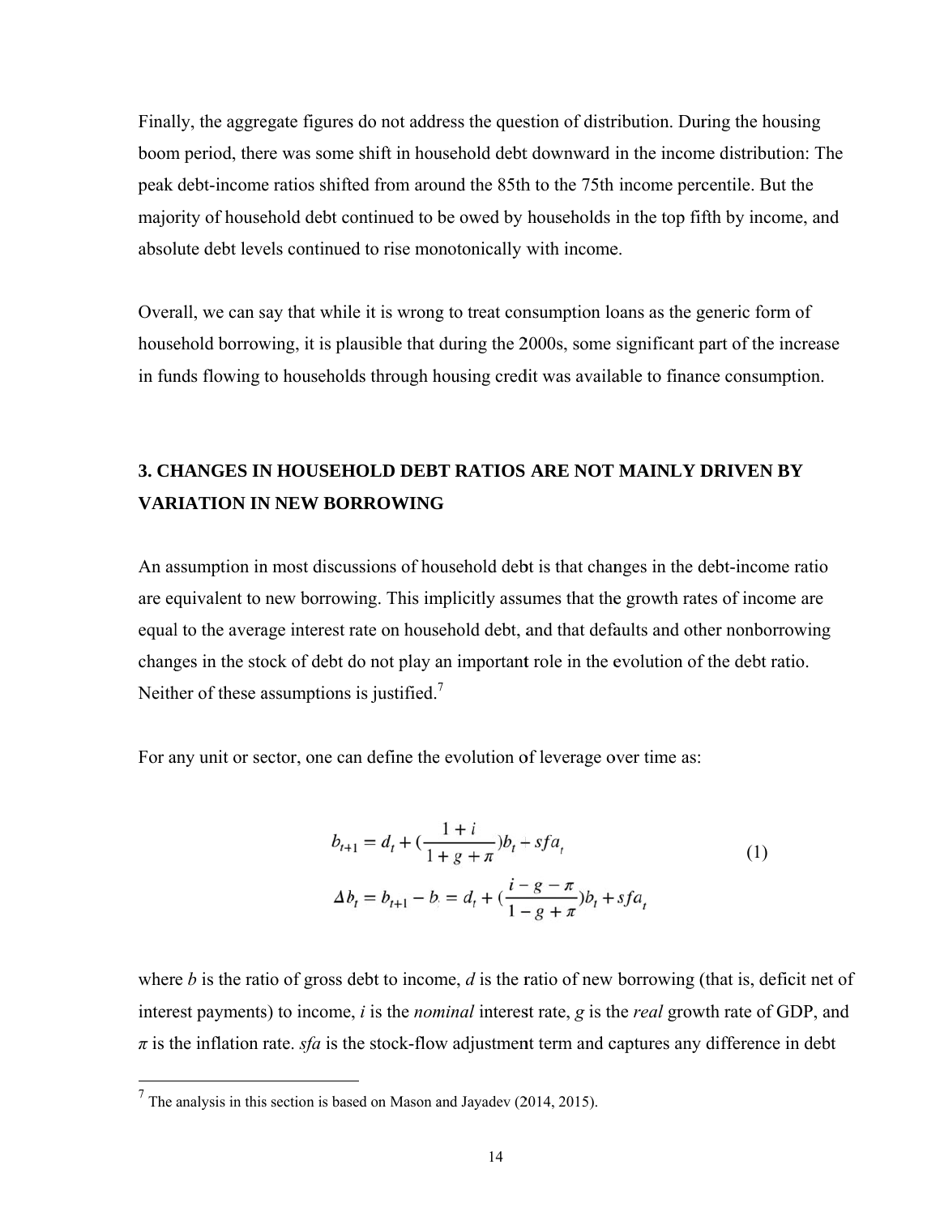Finally, the aggregate figures do not address the question of distribution. During the housing boom period, there was some shift in household debt downward in the income distribution: The peak debt-income ratios shifted from around the 85th to the 75th income percentile. But the majority of household debt continued to be owed by households in the top fifth by income, and absolute debt levels continued to rise monotonically with income.

Overall, we can say that while it is wrong to treat consumption loans as the generic form of household borrowing, it is plausible that during the 2000s, some significant part of the increase in funds flowing to households through housing credit was available to finance consumption.

## 3. CHANGES IN HOUSEHOLD DEBT RATIOS ARE NOT MAINLY DRIVEN BY VARIATION IN NEW BORROWING

An assumption in most discussions of household debt is that changes in the debt-income ratio are equivalent to new borrowing. This implicitly assumes that the growth rates of income are equal to the average interest rate on household debt, and that defaults and other nonborrowing changes in the stock of debt do not play an important role in the evolution of the debt ratio. Neither of these assumptions is justified.[7]

For any unit or sector, one can define the evolution of leverage over time as:

$$
\begin{aligned}
b_{t+1} &= d_t + \left(\frac{1+i}{1+g+\pi}\right)b_t + sfa_t \\
\Delta b_t = b_{t+1} - b_t &= d_t + \left(\frac{i-g-\pi}{1-g+\pi}\right)b_t + sfa_t
\end{aligned}
\tag{1}
$$

where $b$ is the ratio of gross debt to income, $d$ is the ratio of new borrowing (that is, deficit net of interest payments) to income, $i$ is the *nominal* interest rate, $g$ is the *real* growth rate of GDP, and $\pi$ is the inflation rate. $sfa$ is the stock-flow adjustment term and captures any difference in debt

[7] The analysis in this section is based on Mason and Jayadev (2014, 2015).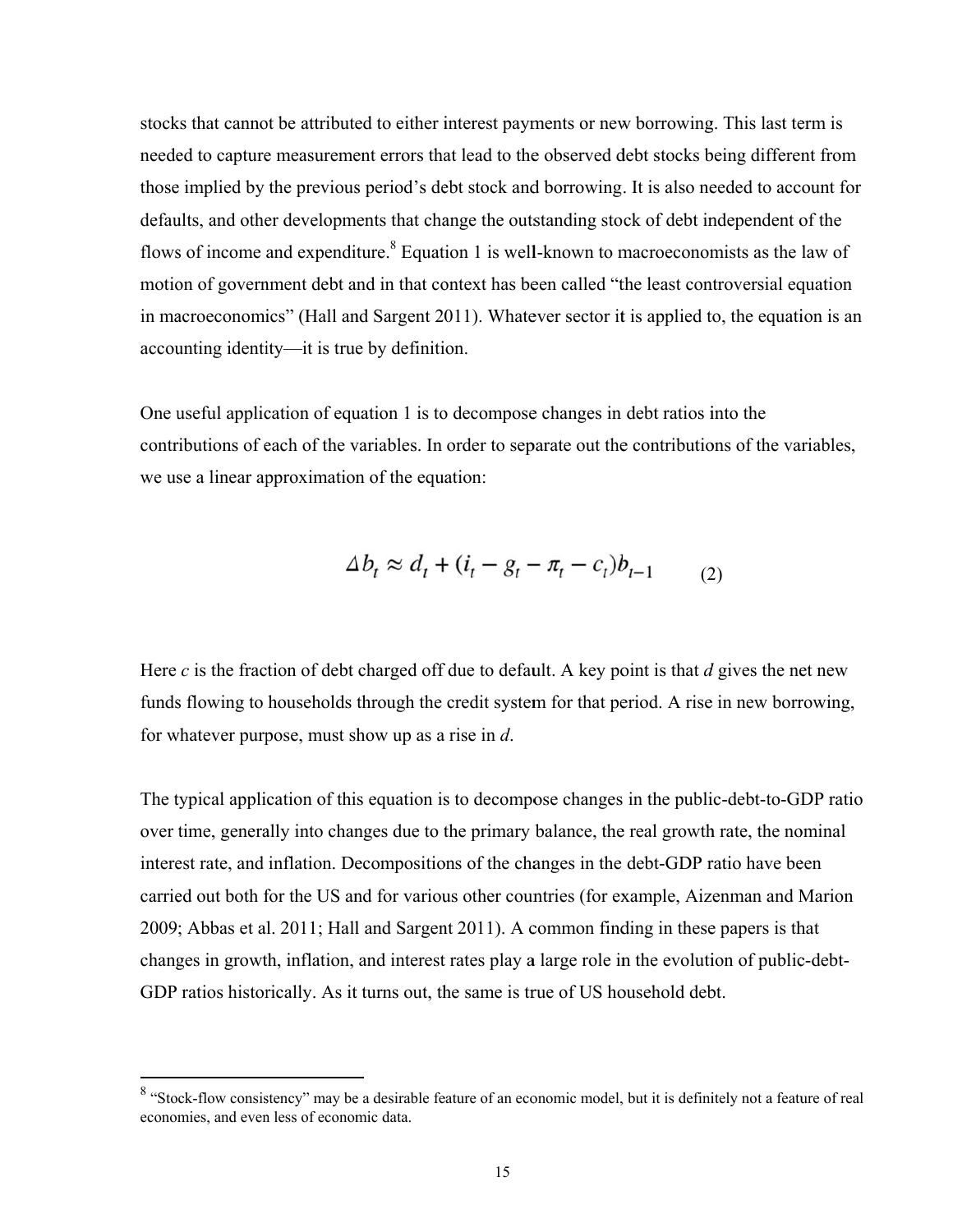stocks that cannot be attributed to either interest payments or new borrowing. This last term is needed to capture measurement errors that lead to the observed debt stocks being different from those implied by the previous period's debt stock and borrowing. It is also needed to account for defaults, and other developments that change the outstanding stock of debt independent of the flows of income and expenditure.[8] Equation 1 is well-known to macroeconomists as the law of motion of government debt and in that context has been called "the least controversial equation in macroeconomics" (Hall and Sargent 2011). Whatever sector it is applied to, the equation is an accounting identity—it is true by definition.

One useful application of equation 1 is to decompose changes in debt ratios into the contributions of each of the variables. In order to separate out the contributions of the variables, we use a linear approximation of the equation:

$$\Delta b_t \approx d_t + (i_t - g_t - \pi_t - c_t)b_{t-1} \qquad (2)$$

Here *c* is the fraction of debt charged off due to default. A key point is that *d* gives the net new funds flowing to households through the credit system for that period. A rise in new borrowing, for whatever purpose, must show up as a rise in *d*.

The typical application of this equation is to decompose changes in the public-debt-to-GDP ratio over time, generally into changes due to the primary balance, the real growth rate, the nominal interest rate, and inflation. Decompositions of the changes in the debt-GDP ratio have been carried out both for the US and for various other countries (for example, Aizenman and Marion 2009; Abbas et al. 2011; Hall and Sargent 2011). A common finding in these papers is that changes in growth, inflation, and interest rates play a large role in the evolution of public-debt-GDP ratios historically. As it turns out, the same is true of US household debt.

[8] "Stock-flow consistency" may be a desirable feature of an economic model, but it is definitely not a feature of real economies, and even less of economic data.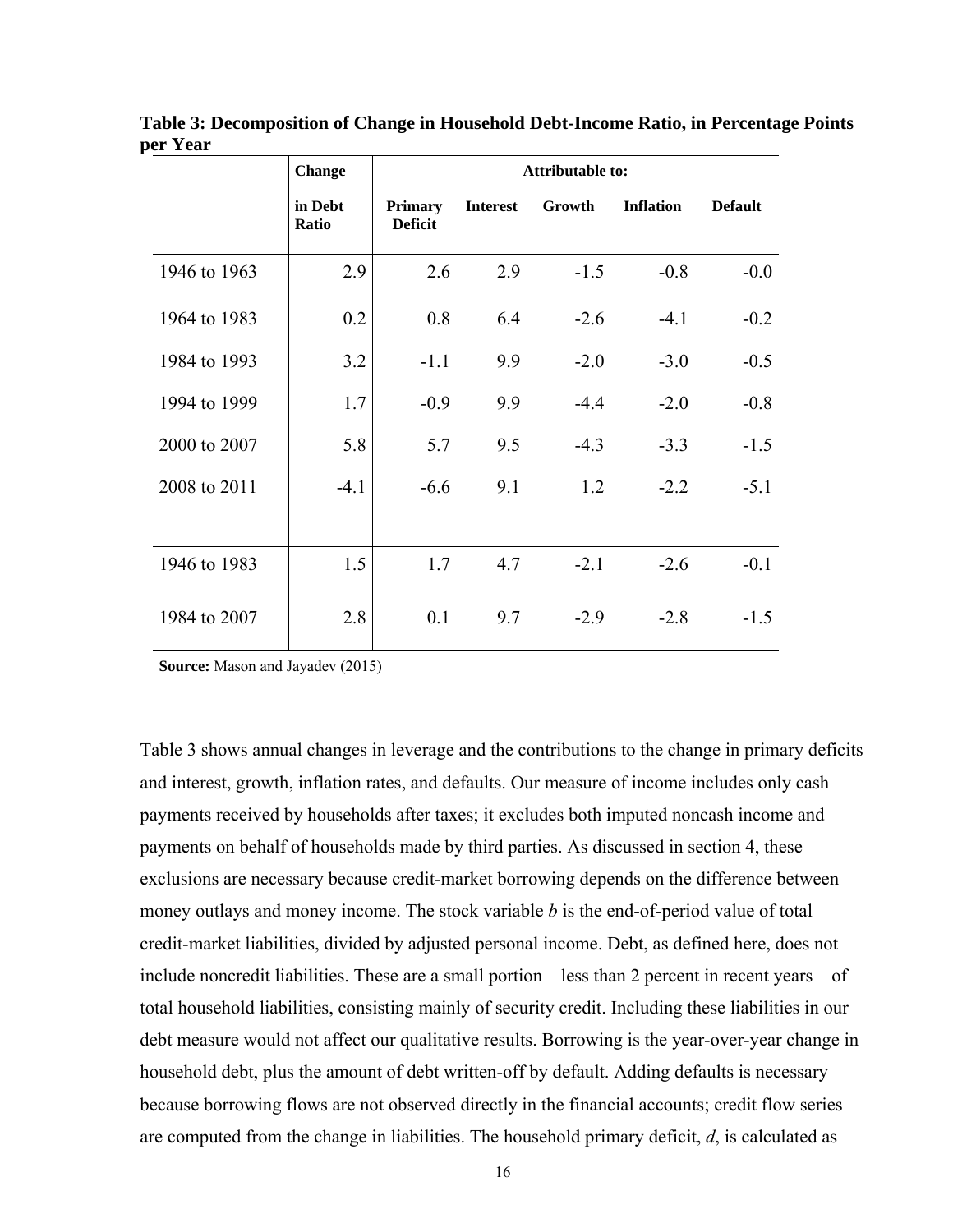**Table 3: Decomposition of Change in Household Debt-Income Ratio, in Percentage Points per Year**

| | Change in Debt Ratio | Attributable to: | | | | |
|---|---|---|---|---|---|---|
| | | Primary Deficit | Interest | Growth | Inflation | Default |
| 1946 to 1963 | 2.9 | 2.6 | 2.9 | -1.5 | -0.8 | -0.0 |
| 1964 to 1983 | 0.2 | 0.8 | 6.4 | -2.6 | -4.1 | -0.2 |
| 1984 to 1993 | 3.2 | -1.1 | 9.9 | -2.0 | -3.0 | -0.5 |
| 1994 to 1999 | 1.7 | -0.9 | 9.9 | -4.4 | -2.0 | -0.8 |
| 2000 to 2007 | 5.8 | 5.7 | 9.5 | -4.3 | -3.3 | -1.5 |
| 2008 to 2011 | -4.1 | -6.6 | 9.1 | 1.2 | -2.2 | -5.1 |
| 1946 to 1983 | 1.5 | 1.7 | 4.7 | -2.1 | -2.6 | -0.1 |
| 1984 to 2007 | 2.8 | 0.1 | 9.7 | -2.9 | -2.8 | -1.5 |

**Source:** Mason and Jayadev (2015)

Table 3 shows annual changes in leverage and the contributions to the change in primary deficits and interest, growth, inflation rates, and defaults. Our measure of income includes only cash payments received by households after taxes; it excludes both imputed noncash income and payments on behalf of households made by third parties. As discussed in section 4, these exclusions are necessary because credit-market borrowing depends on the difference between money outlays and money income. The stock variable $b$ is the end-of-period value of total credit-market liabilities, divided by adjusted personal income. Debt, as defined here, does not include noncredit liabilities. These are a small portion—less than 2 percent in recent years—of total household liabilities, consisting mainly of security credit. Including these liabilities in our debt measure would not affect our qualitative results. Borrowing is the year-over-year change in household debt, plus the amount of debt written-off by default. Adding defaults is necessary because borrowing flows are not observed directly in the financial accounts; credit flow series are computed from the change in liabilities. The household primary deficit, $d$, is calculated as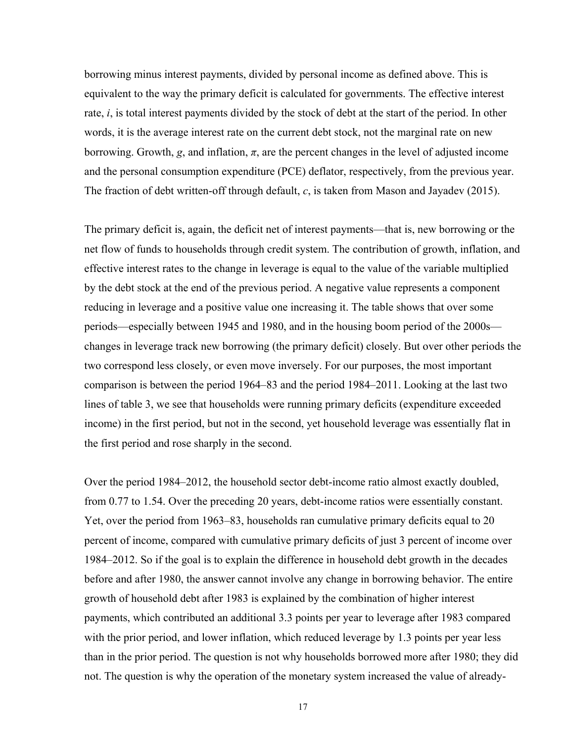borrowing minus interest payments, divided by personal income as defined above. This is equivalent to the way the primary deficit is calculated for governments. The effective interest rate, $i$, is total interest payments divided by the stock of debt at the start of the period. In other words, it is the average interest rate on the current debt stock, not the marginal rate on new borrowing. Growth, $g$, and inflation, $\pi$, are the percent changes in the level of adjusted income and the personal consumption expenditure (PCE) deflator, respectively, from the previous year. The fraction of debt written-off through default, $c$, is taken from Mason and Jayadev (2015).

The primary deficit is, again, the deficit net of interest payments—that is, new borrowing or the net flow of funds to households through credit system. The contribution of growth, inflation, and effective interest rates to the change in leverage is equal to the value of the variable multiplied by the debt stock at the end of the previous period. A negative value represents a component reducing in leverage and a positive value one increasing it. The table shows that over some periods—especially between 1945 and 1980, and in the housing boom period of the 2000s—changes in leverage track new borrowing (the primary deficit) closely. But over other periods the two correspond less closely, or even move inversely. For our purposes, the most important comparison is between the period 1964–83 and the period 1984–2011. Looking at the last two lines of table 3, we see that households were running primary deficits (expenditure exceeded income) in the first period, but not in the second, yet household leverage was essentially flat in the first period and rose sharply in the second.

Over the period 1984–2012, the household sector debt-income ratio almost exactly doubled, from 0.77 to 1.54. Over the preceding 20 years, debt-income ratios were essentially constant. Yet, over the period from 1963–83, households ran cumulative primary deficits equal to 20 percent of income, compared with cumulative primary deficits of just 3 percent of income over 1984–2012. So if the goal is to explain the difference in household debt growth in the decades before and after 1980, the answer cannot involve any change in borrowing behavior. The entire growth of household debt after 1983 is explained by the combination of higher interest payments, which contributed an additional 3.3 points per year to leverage after 1983 compared with the prior period, and lower inflation, which reduced leverage by 1.3 points per year less than in the prior period. The question is not why households borrowed more after 1980; they did not. The question is why the operation of the monetary system increased the value of already-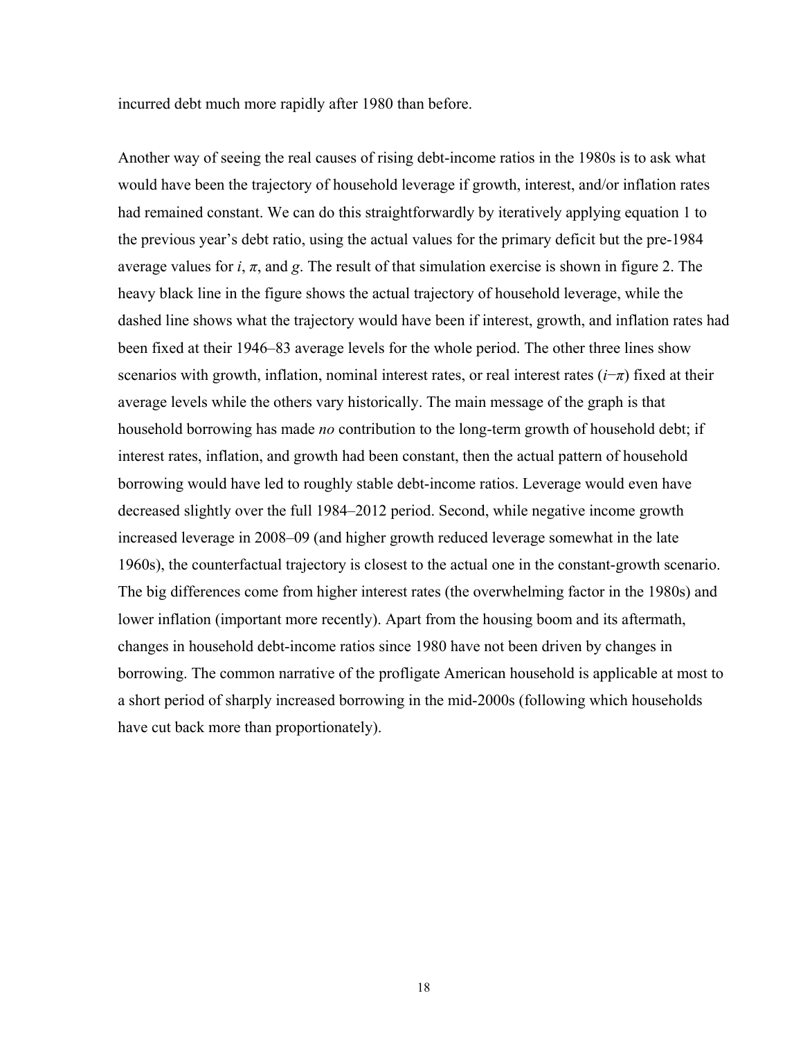incurred debt much more rapidly after 1980 than before.

Another way of seeing the real causes of rising debt-income ratios in the 1980s is to ask what would have been the trajectory of household leverage if growth, interest, and/or inflation rates had remained constant. We can do this straightforwardly by iteratively applying equation 1 to the previous year's debt ratio, using the actual values for the primary deficit but the pre-1984 average values for $i$, $\pi$, and $g$. The result of that simulation exercise is shown in figure 2. The heavy black line in the figure shows the actual trajectory of household leverage, while the dashed line shows what the trajectory would have been if interest, growth, and inflation rates had been fixed at their 1946–83 average levels for the whole period. The other three lines show scenarios with growth, inflation, nominal interest rates, or real interest rates ($i$−$\pi$) fixed at their average levels while the others vary historically. The main message of the graph is that household borrowing has made *no* contribution to the long-term growth of household debt; if interest rates, inflation, and growth had been constant, then the actual pattern of household borrowing would have led to roughly stable debt-income ratios. Leverage would even have decreased slightly over the full 1984–2012 period. Second, while negative income growth increased leverage in 2008–09 (and higher growth reduced leverage somewhat in the late 1960s), the counterfactual trajectory is closest to the actual one in the constant-growth scenario. The big differences come from higher interest rates (the overwhelming factor in the 1980s) and lower inflation (important more recently). Apart from the housing boom and its aftermath, changes in household debt-income ratios since 1980 have not been driven by changes in borrowing. The common narrative of the profligate American household is applicable at most to a short period of sharply increased borrowing in the mid-2000s (following which households have cut back more than proportionately).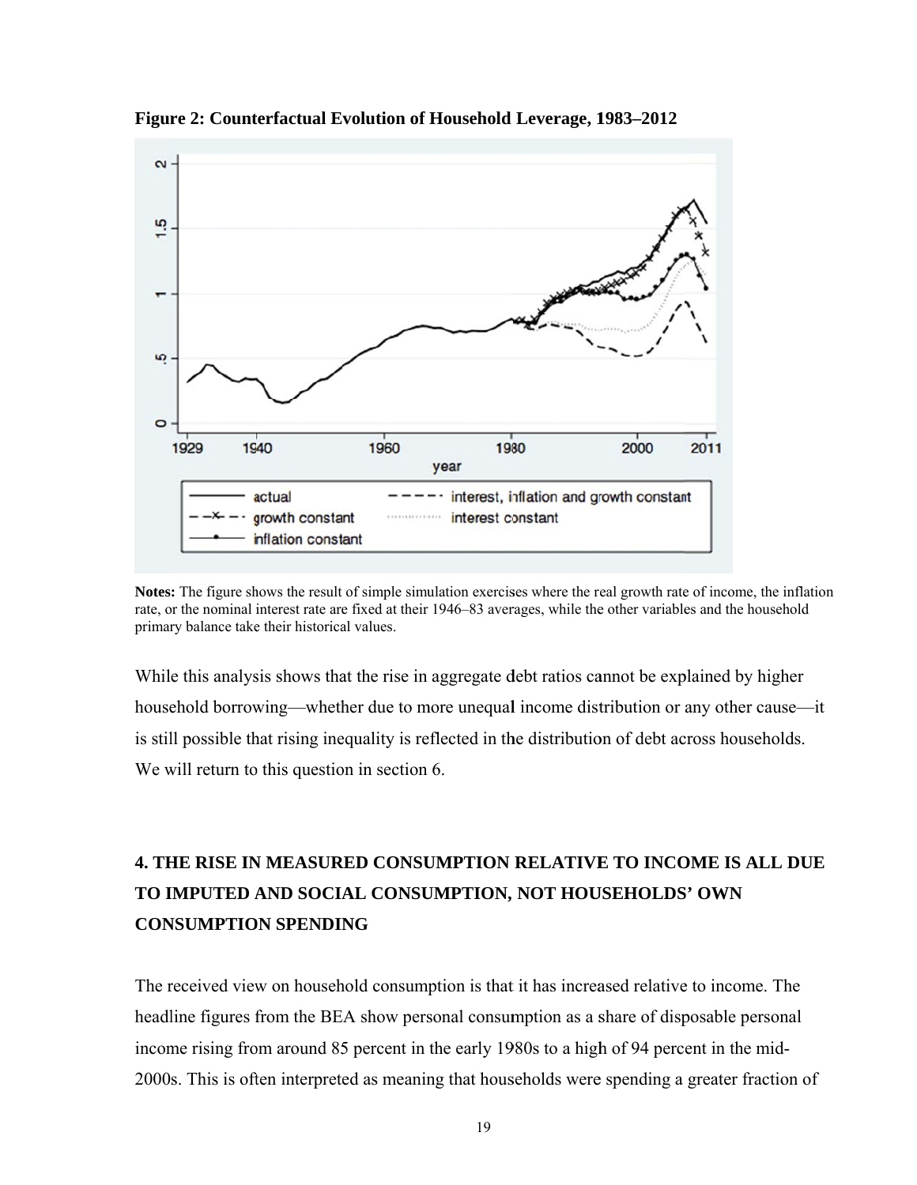**Figure 2: Counterfactual Evolution of Household Leverage, 1983–2012**

2
1.5
1
.5
0
1929
1940
1960
1980
2000
2011
year

actual
growth constant
inflation constant
interest, inflation and growth constant
interest constant

**Notes:** The figure shows the result of simple simulation exercises where the real growth rate of income, the inflation rate, or the nominal interest rate are fixed at their 1946–83 averages, while the other variables and the household primary balance take their historical values.

While this analysis shows that the rise in aggregate debt ratios cannot be explained by higher household borrowing—whether due to more unequal income distribution or any other cause—it is still possible that rising inequality is reflected in the distribution of debt across households. We will return to this question in section 6.

## 4. THE RISE IN MEASURED CONSUMPTION RELATIVE TO INCOME IS ALL DUE TO IMPUTED AND SOCIAL CONSUMPTION, NOT HOUSEHOLDS' OWN CONSUMPTION SPENDING

The received view on household consumption is that it has increased relative to income. The headline figures from the BEA show personal consumption as a share of disposable personal income rising from around 85 percent in the early 1980s to a high of 94 percent in the mid-2000s. This is often interpreted as meaning that households were spending a greater fraction of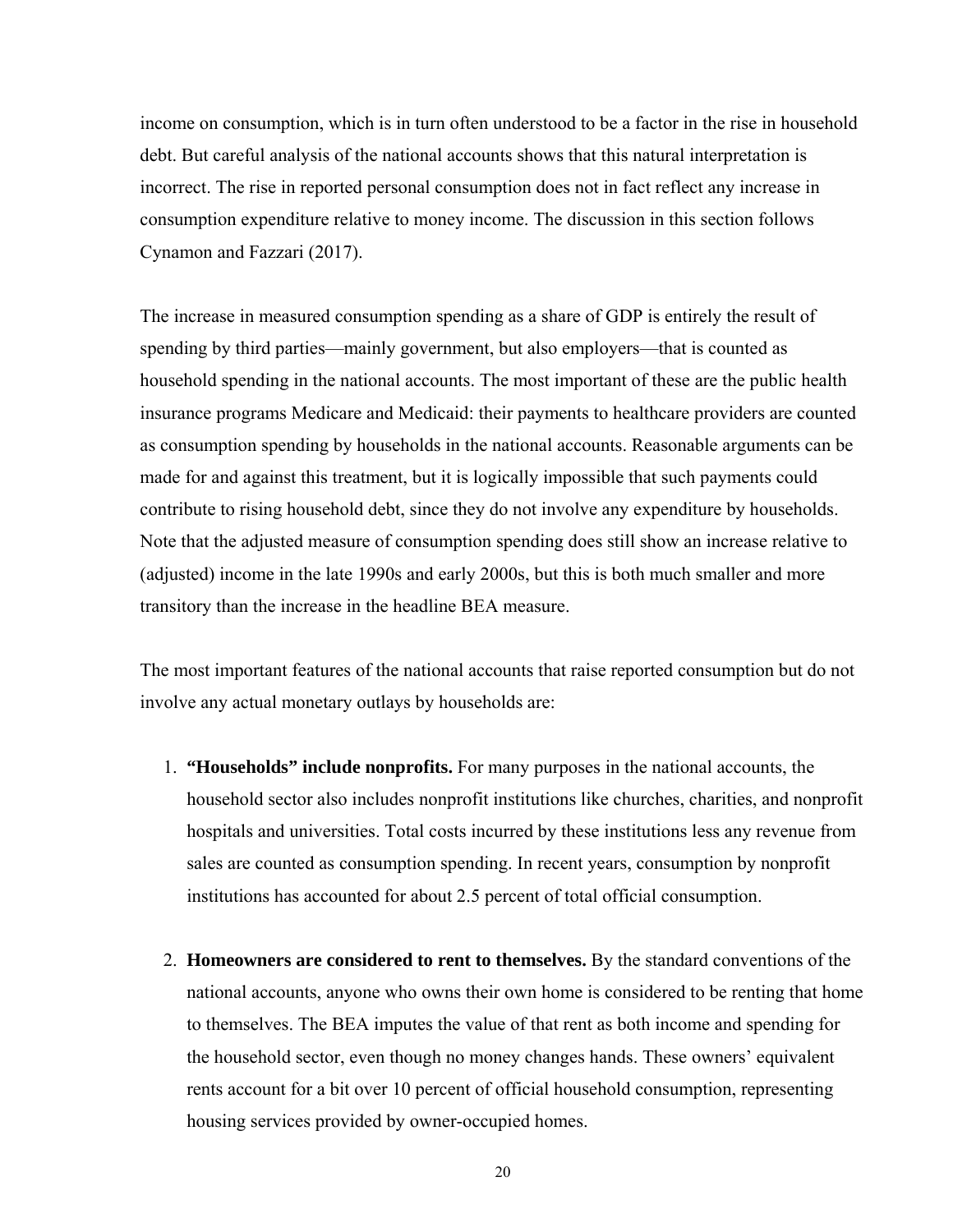income on consumption, which is in turn often understood to be a factor in the rise in household debt. But careful analysis of the national accounts shows that this natural interpretation is incorrect. The rise in reported personal consumption does not in fact reflect any increase in consumption expenditure relative to money income. The discussion in this section follows Cynamon and Fazzari (2017).

The increase in measured consumption spending as a share of GDP is entirely the result of spending by third parties—mainly government, but also employers—that is counted as household spending in the national accounts. The most important of these are the public health insurance programs Medicare and Medicaid: their payments to healthcare providers are counted as consumption spending by households in the national accounts. Reasonable arguments can be made for and against this treatment, but it is logically impossible that such payments could contribute to rising household debt, since they do not involve any expenditure by households. Note that the adjusted measure of consumption spending does still show an increase relative to (adjusted) income in the late 1990s and early 2000s, but this is both much smaller and more transitory than the increase in the headline BEA measure.

The most important features of the national accounts that raise reported consumption but do not involve any actual monetary outlays by households are:

1. **"Households" include nonprofits.** For many purposes in the national accounts, the household sector also includes nonprofit institutions like churches, charities, and nonprofit hospitals and universities. Total costs incurred by these institutions less any revenue from sales are counted as consumption spending. In recent years, consumption by nonprofit institutions has accounted for about 2.5 percent of total official consumption.

2. **Homeowners are considered to rent to themselves.** By the standard conventions of the national accounts, anyone who owns their own home is considered to be renting that home to themselves. The BEA imputes the value of that rent as both income and spending for the household sector, even though no money changes hands. These owners' equivalent rents account for a bit over 10 percent of official household consumption, representing housing services provided by owner-occupied homes.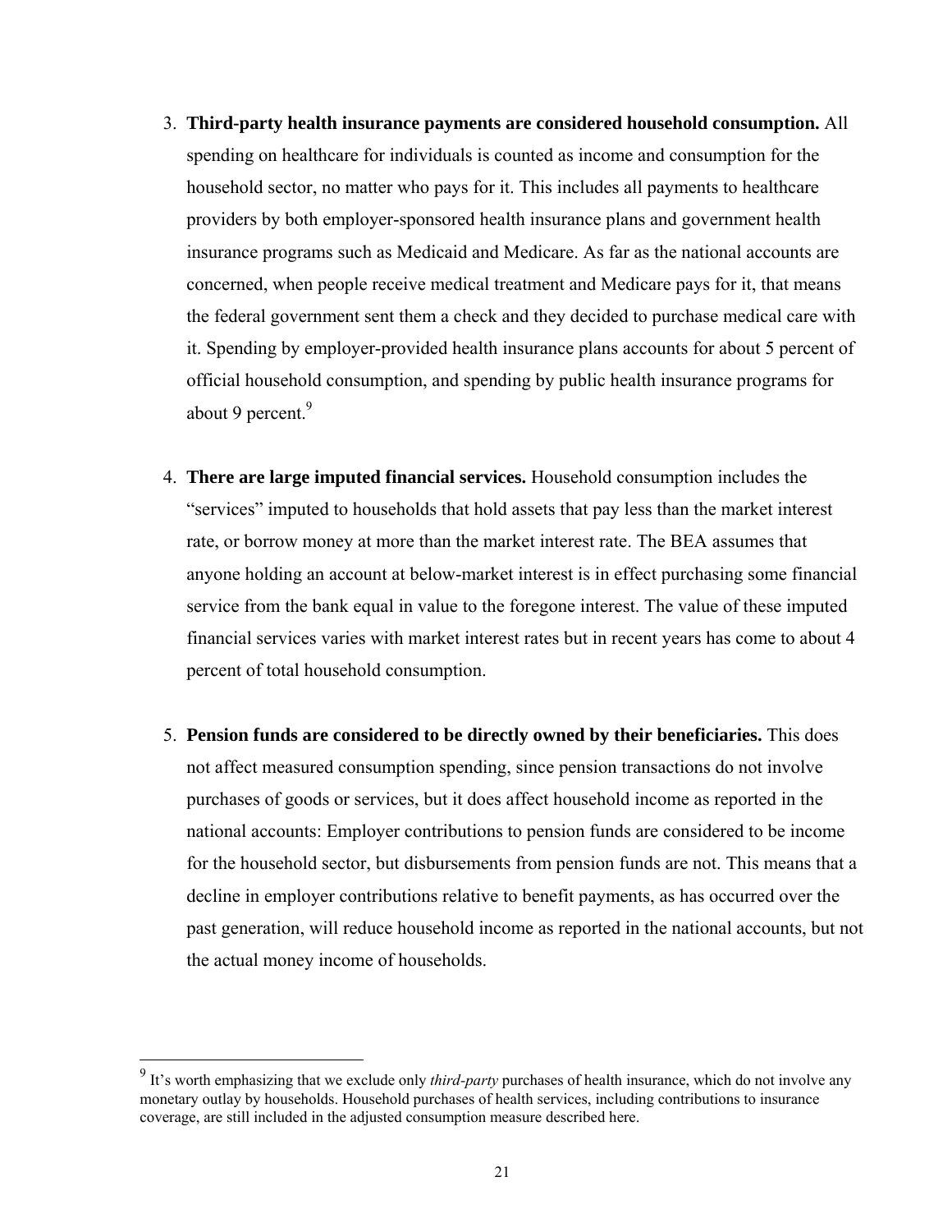3. **Third-party health insurance payments are considered household consumption.** All spending on healthcare for individuals is counted as income and consumption for the household sector, no matter who pays for it. This includes all payments to healthcare providers by both employer-sponsored health insurance plans and government health insurance programs such as Medicaid and Medicare. As far as the national accounts are concerned, when people receive medical treatment and Medicare pays for it, that means the federal government sent them a check and they decided to purchase medical care with it. Spending by employer-provided health insurance plans accounts for about 5 percent of official household consumption, and spending by public health insurance programs for about 9 percent.[9]

4. **There are large imputed financial services.** Household consumption includes the "services" imputed to households that hold assets that pay less than the market interest rate, or borrow money at more than the market interest rate. The BEA assumes that anyone holding an account at below-market interest is in effect purchasing some financial service from the bank equal in value to the foregone interest. The value of these imputed financial services varies with market interest rates but in recent years has come to about 4 percent of total household consumption.

5. **Pension funds are considered to be directly owned by their beneficiaries.** This does not affect measured consumption spending, since pension transactions do not involve purchases of goods or services, but it does affect household income as reported in the national accounts: Employer contributions to pension funds are considered to be income for the household sector, but disbursements from pension funds are not. This means that a decline in employer contributions relative to benefit payments, as has occurred over the past generation, will reduce household income as reported in the national accounts, but not the actual money income of households.

[9] It's worth emphasizing that we exclude only *third-party* purchases of health insurance, which do not involve any monetary outlay by households. Household purchases of health services, including contributions to insurance coverage, are still included in the adjusted consumption measure described here.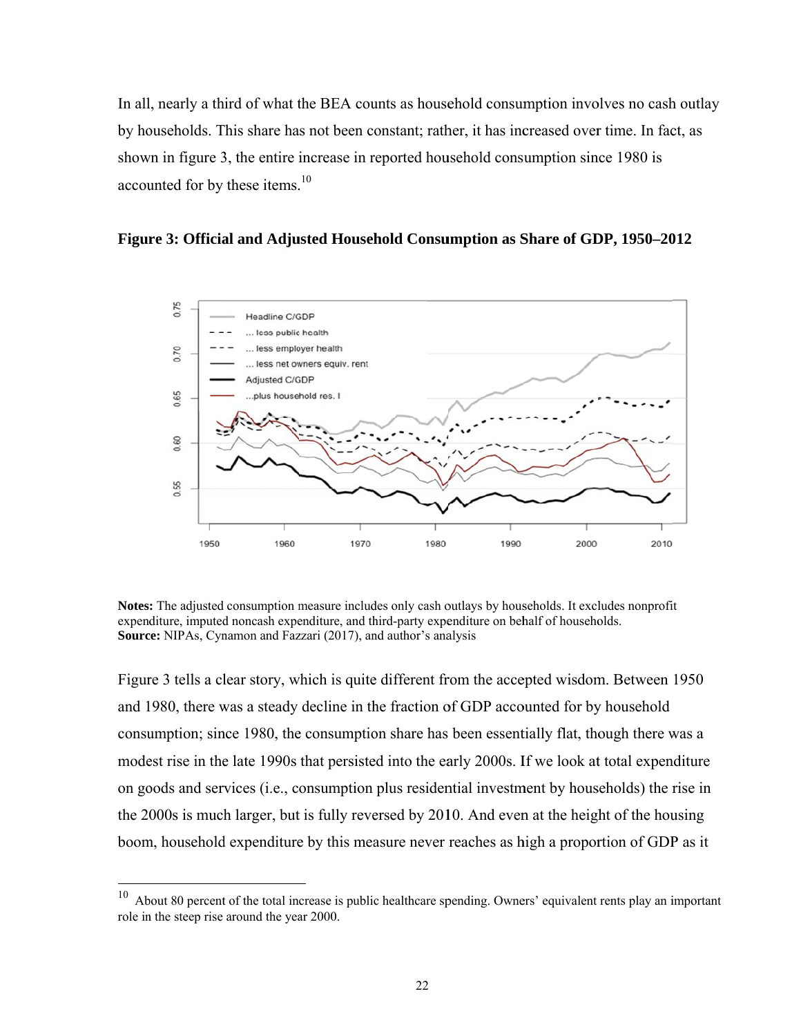In all, nearly a third of what the BEA counts as household consumption involves no cash outlay by households. This share has not been constant; rather, it has increased over time. In fact, as shown in figure 3, the entire increase in reported household consumption since 1980 is accounted for by these items.[10]

**Figure 3: Official and Adjusted Household Consumption as Share of GDP, 1950–2012**

Headline C/GDP
... less public health
... less employer health
... less net owners equiv. rent
Adjusted C/GDP
...plus household res. I

0.75
0.70
0.65
0.60
0.55

1950
1960
1970
1980
1990
2000
2010

**Notes:** The adjusted consumption measure includes only cash outlays by households. It excludes nonprofit expenditure, imputed noncash expenditure, and third-party expenditure on behalf of households.
**Source:** NIPAs, Cynamon and Fazzari (2017), and author's analysis

Figure 3 tells a clear story, which is quite different from the accepted wisdom. Between 1950 and 1980, there was a steady decline in the fraction of GDP accounted for by household consumption; since 1980, the consumption share has been essentially flat, though there was a modest rise in the late 1990s that persisted into the early 2000s. If we look at total expenditure on goods and services (i.e., consumption plus residential investment by households) the rise in the 2000s is much larger, but is fully reversed by 2010. And even at the height of the housing boom, household expenditure by this measure never reaches as high a proportion of GDP as it

[10] About 80 percent of the total increase is public healthcare spending. Owners' equivalent rents play an important role in the steep rise around the year 2000.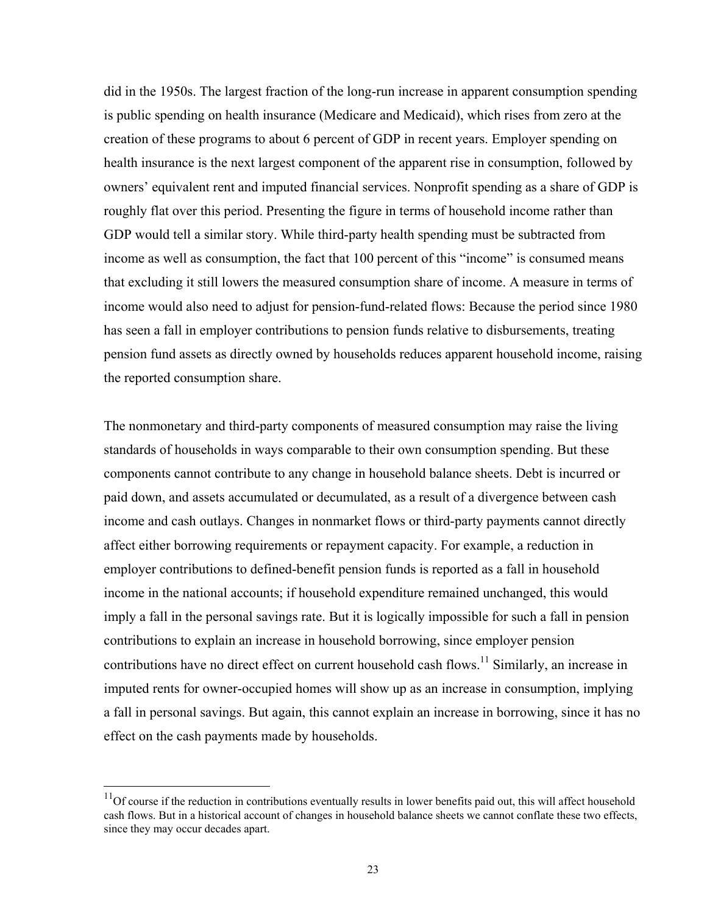did in the 1950s. The largest fraction of the long-run increase in apparent consumption spending is public spending on health insurance (Medicare and Medicaid), which rises from zero at the creation of these programs to about 6 percent of GDP in recent years. Employer spending on health insurance is the next largest component of the apparent rise in consumption, followed by owners' equivalent rent and imputed financial services. Nonprofit spending as a share of GDP is roughly flat over this period. Presenting the figure in terms of household income rather than GDP would tell a similar story. While third-party health spending must be subtracted from income as well as consumption, the fact that 100 percent of this "income" is consumed means that excluding it still lowers the measured consumption share of income. A measure in terms of income would also need to adjust for pension-fund-related flows: Because the period since 1980 has seen a fall in employer contributions to pension funds relative to disbursements, treating pension fund assets as directly owned by households reduces apparent household income, raising the reported consumption share.

The nonmonetary and third-party components of measured consumption may raise the living standards of households in ways comparable to their own consumption spending. But these components cannot contribute to any change in household balance sheets. Debt is incurred or paid down, and assets accumulated or decumulated, as a result of a divergence between cash income and cash outlays. Changes in nonmarket flows or third-party payments cannot directly affect either borrowing requirements or repayment capacity. For example, a reduction in employer contributions to defined-benefit pension funds is reported as a fall in household income in the national accounts; if household expenditure remained unchanged, this would imply a fall in the personal savings rate. But it is logically impossible for such a fall in pension contributions to explain an increase in household borrowing, since employer pension contributions have no direct effect on current household cash flows.[11] Similarly, an increase in imputed rents for owner-occupied homes will show up as an increase in consumption, implying a fall in personal savings. But again, this cannot explain an increase in borrowing, since it has no effect on the cash payments made by households.

[11]Of course if the reduction in contributions eventually results in lower benefits paid out, this will affect household cash flows. But in a historical account of changes in household balance sheets we cannot conflate these two effects, since they may occur decades apart.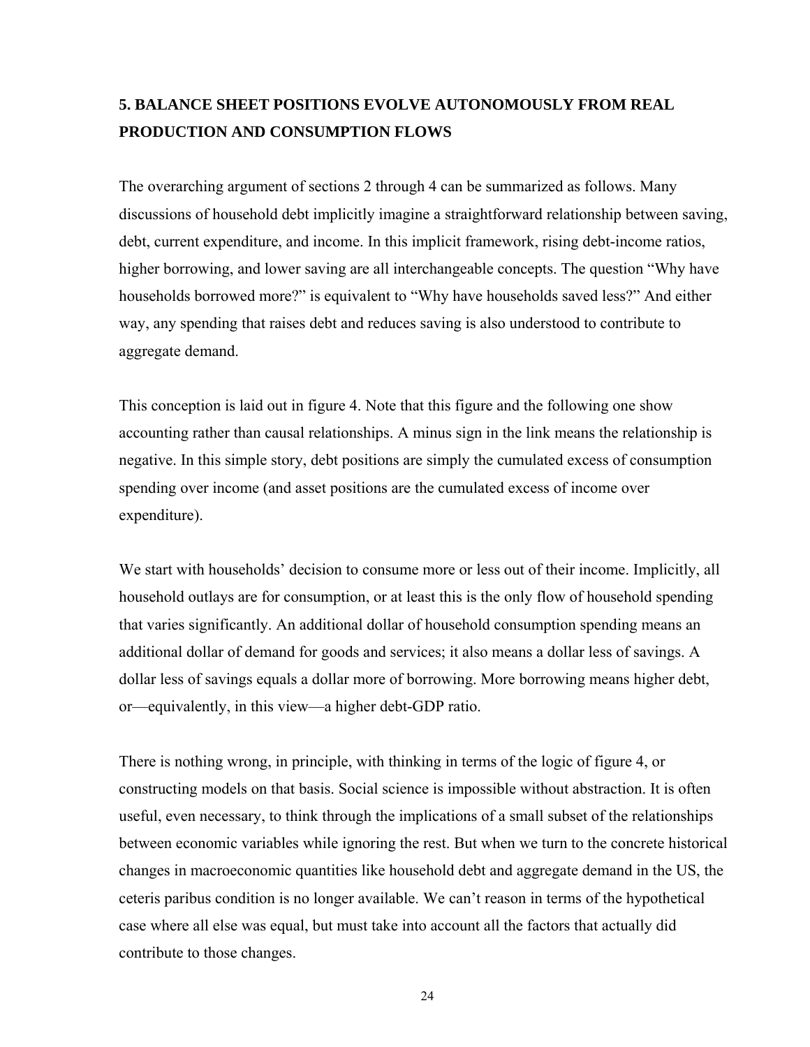## 5. BALANCE SHEET POSITIONS EVOLVE AUTONOMOUSLY FROM REAL PRODUCTION AND CONSUMPTION FLOWS

The overarching argument of sections 2 through 4 can be summarized as follows. Many discussions of household debt implicitly imagine a straightforward relationship between saving, debt, current expenditure, and income. In this implicit framework, rising debt-income ratios, higher borrowing, and lower saving are all interchangeable concepts. The question "Why have households borrowed more?" is equivalent to "Why have households saved less?" And either way, any spending that raises debt and reduces saving is also understood to contribute to aggregate demand.

This conception is laid out in figure 4. Note that this figure and the following one show accounting rather than causal relationships. A minus sign in the link means the relationship is negative. In this simple story, debt positions are simply the cumulated excess of consumption spending over income (and asset positions are the cumulated excess of income over expenditure).

We start with households' decision to consume more or less out of their income. Implicitly, all household outlays are for consumption, or at least this is the only flow of household spending that varies significantly. An additional dollar of household consumption spending means an additional dollar of demand for goods and services; it also means a dollar less of savings. A dollar less of savings equals a dollar more of borrowing. More borrowing means higher debt, or—equivalently, in this view—a higher debt-GDP ratio.

There is nothing wrong, in principle, with thinking in terms of the logic of figure 4, or constructing models on that basis. Social science is impossible without abstraction. It is often useful, even necessary, to think through the implications of a small subset of the relationships between economic variables while ignoring the rest. But when we turn to the concrete historical changes in macroeconomic quantities like household debt and aggregate demand in the US, the ceteris paribus condition is no longer available. We can't reason in terms of the hypothetical case where all else was equal, but must take into account all the factors that actually did contribute to those changes.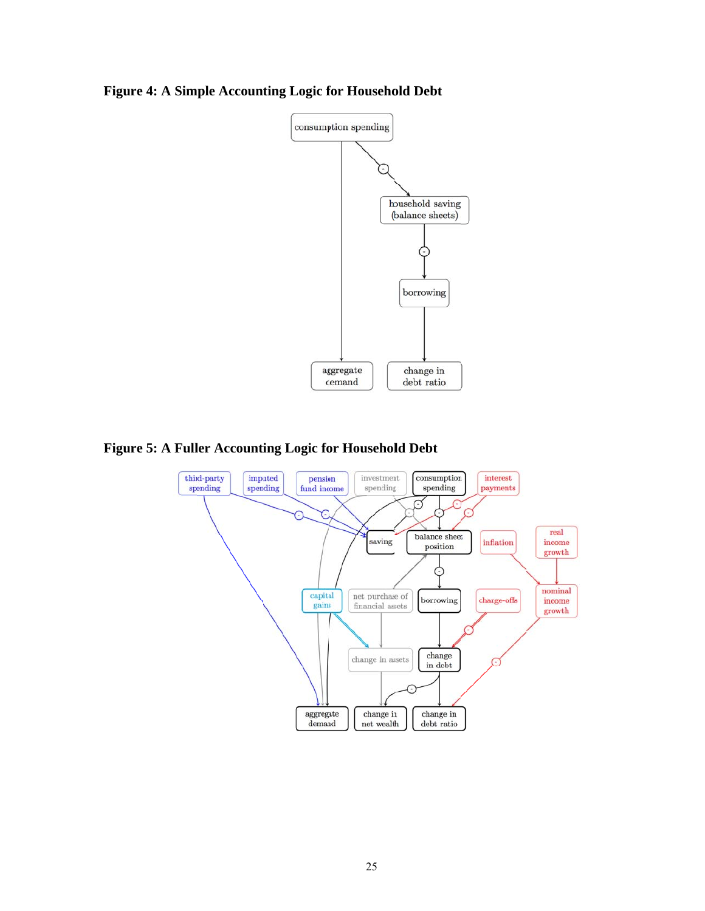**Figure 4: A Simple Accounting Logic for Household Debt**

consumption spending

-

household saving (balance sheets)

-

borrowing

aggregate demand

change in debt ratio

**Figure 5: A Fuller Accounting Logic for Household Debt**

third-party spending

imputed spending

pension fund income

investment spending

consumption spending

interest payments

saving

balance sheet position

inflation

real income growth

capital gains

net purchase of financial assets

borrowing

charge-offs

nominal income growth

change in assets

change in debt

aggregate demand

change in net wealth

change in debt ratio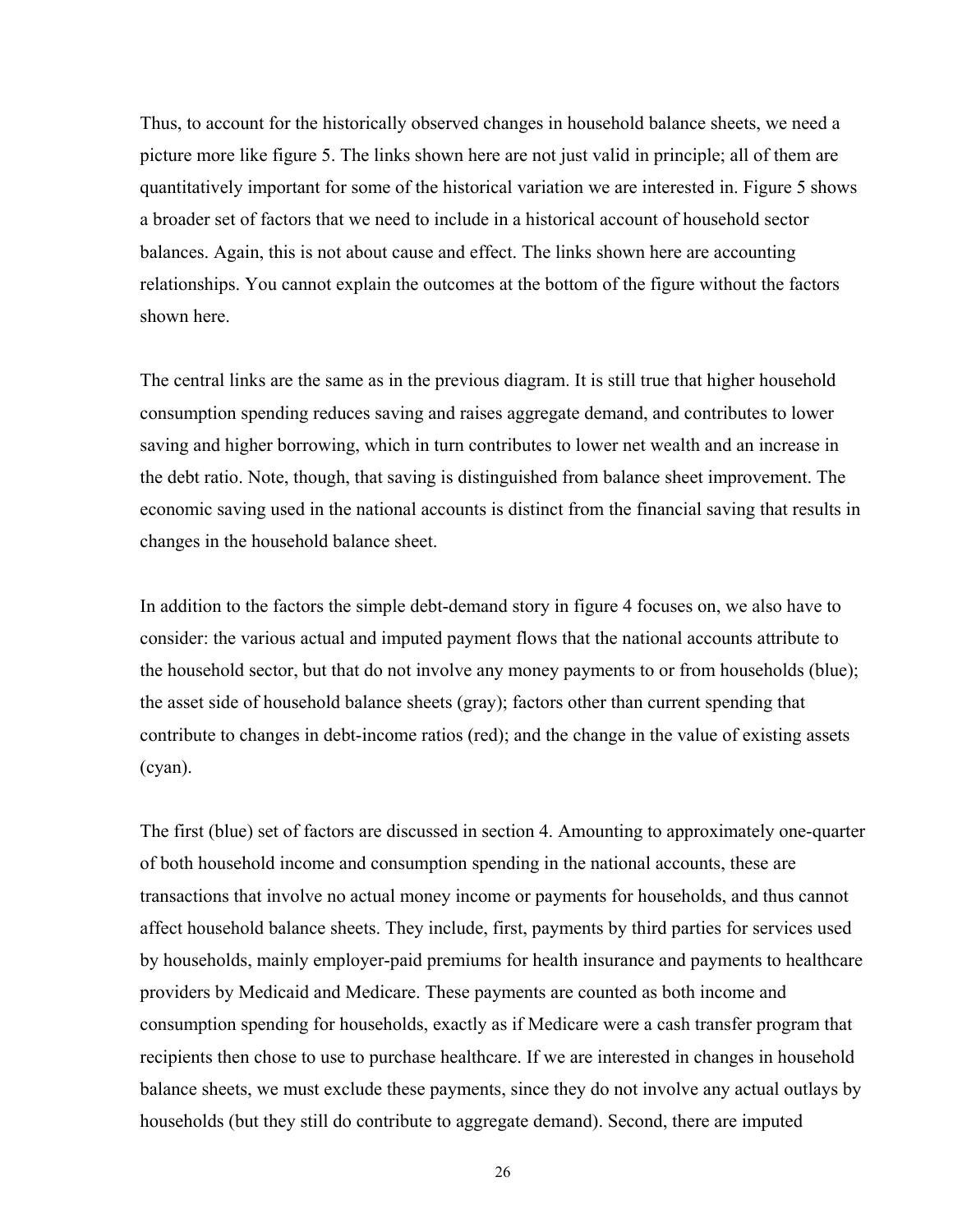Thus, to account for the historically observed changes in household balance sheets, we need a picture more like figure 5. The links shown here are not just valid in principle; all of them are quantitatively important for some of the historical variation we are interested in. Figure 5 shows a broader set of factors that we need to include in a historical account of household sector balances. Again, this is not about cause and effect. The links shown here are accounting relationships. You cannot explain the outcomes at the bottom of the figure without the factors shown here.

The central links are the same as in the previous diagram. It is still true that higher household consumption spending reduces saving and raises aggregate demand, and contributes to lower saving and higher borrowing, which in turn contributes to lower net wealth and an increase in the debt ratio. Note, though, that saving is distinguished from balance sheet improvement. The economic saving used in the national accounts is distinct from the financial saving that results in changes in the household balance sheet.

In addition to the factors the simple debt-demand story in figure 4 focuses on, we also have to consider: the various actual and imputed payment flows that the national accounts attribute to the household sector, but that do not involve any money payments to or from households (blue); the asset side of household balance sheets (gray); factors other than current spending that contribute to changes in debt-income ratios (red); and the change in the value of existing assets (cyan).

The first (blue) set of factors are discussed in section 4. Amounting to approximately one-quarter of both household income and consumption spending in the national accounts, these are transactions that involve no actual money income or payments for households, and thus cannot affect household balance sheets. They include, first, payments by third parties for services used by households, mainly employer-paid premiums for health insurance and payments to healthcare providers by Medicaid and Medicare. These payments are counted as both income and consumption spending for households, exactly as if Medicare were a cash transfer program that recipients then chose to use to purchase healthcare. If we are interested in changes in household balance sheets, we must exclude these payments, since they do not involve any actual outlays by households (but they still do contribute to aggregate demand). Second, there are imputed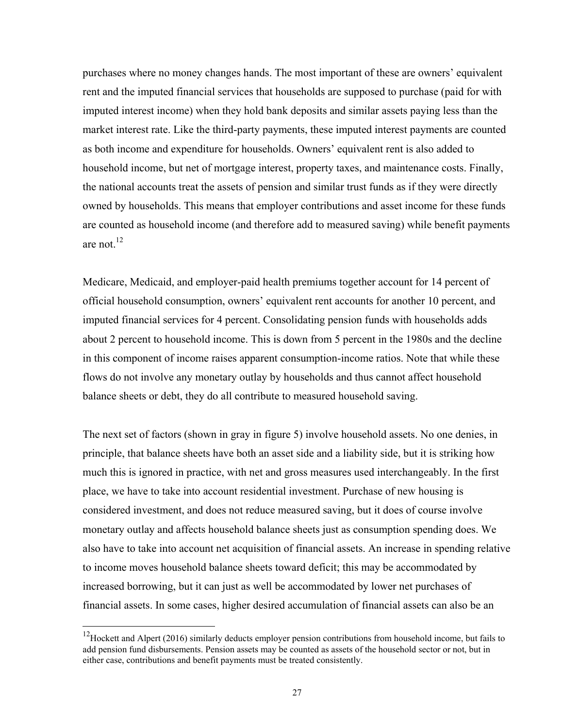purchases where no money changes hands. The most important of these are owners' equivalent rent and the imputed financial services that households are supposed to purchase (paid for with imputed interest income) when they hold bank deposits and similar assets paying less than the market interest rate. Like the third-party payments, these imputed interest payments are counted as both income and expenditure for households. Owners' equivalent rent is also added to household income, but net of mortgage interest, property taxes, and maintenance costs. Finally, the national accounts treat the assets of pension and similar trust funds as if they were directly owned by households. This means that employer contributions and asset income for these funds are counted as household income (and therefore add to measured saving) while benefit payments are not.[12]

Medicare, Medicaid, and employer-paid health premiums together account for 14 percent of official household consumption, owners' equivalent rent accounts for another 10 percent, and imputed financial services for 4 percent. Consolidating pension funds with households adds about 2 percent to household income. This is down from 5 percent in the 1980s and the decline in this component of income raises apparent consumption-income ratios. Note that while these flows do not involve any monetary outlay by households and thus cannot affect household balance sheets or debt, they do all contribute to measured household saving.

The next set of factors (shown in gray in figure 5) involve household assets. No one denies, in principle, that balance sheets have both an asset side and a liability side, but it is striking how much this is ignored in practice, with net and gross measures used interchangeably. In the first place, we have to take into account residential investment. Purchase of new housing is considered investment, and does not reduce measured saving, but it does of course involve monetary outlay and affects household balance sheets just as consumption spending does. We also have to take into account net acquisition of financial assets. An increase in spending relative to income moves household balance sheets toward deficit; this may be accommodated by increased borrowing, but it can just as well be accommodated by lower net purchases of financial assets. In some cases, higher desired accumulation of financial assets can also be an

[12] Hockett and Alpert (2016) similarly deducts employer pension contributions from household income, but fails to add pension fund disbursements. Pension assets may be counted as assets of the household sector or not, but in either case, contributions and benefit payments must be treated consistently.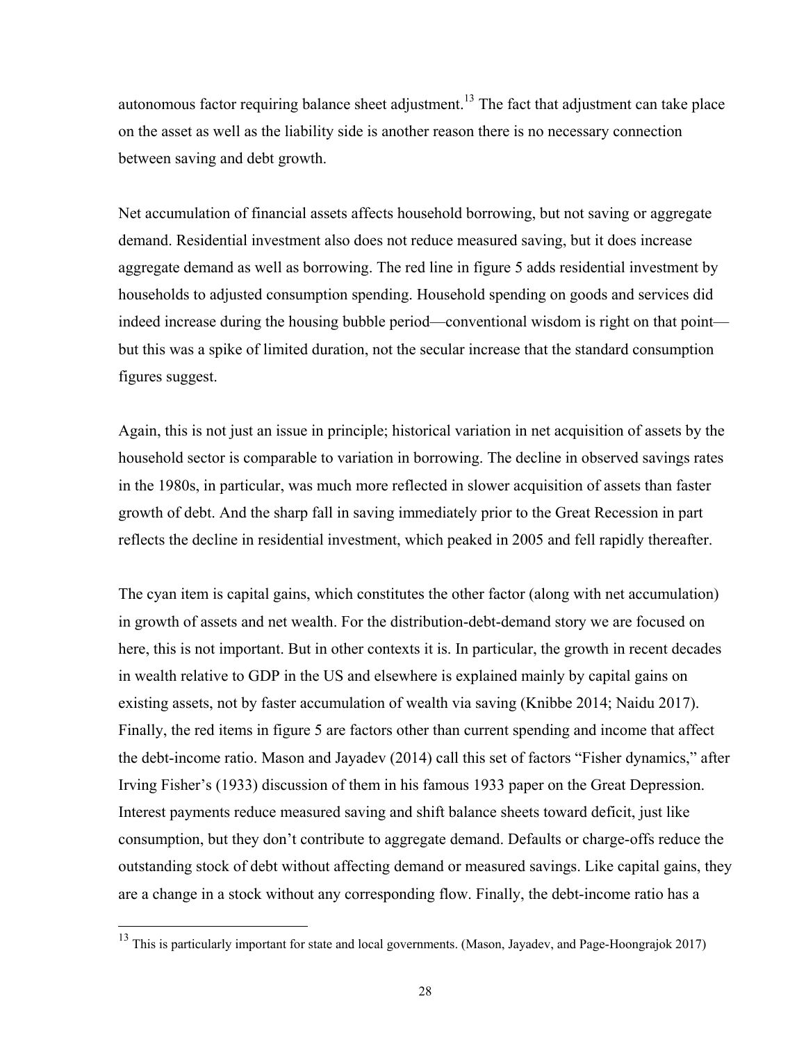autonomous factor requiring balance sheet adjustment.[13] The fact that adjustment can take place on the asset as well as the liability side is another reason there is no necessary connection between saving and debt growth.

Net accumulation of financial assets affects household borrowing, but not saving or aggregate demand. Residential investment also does not reduce measured saving, but it does increase aggregate demand as well as borrowing. The red line in figure 5 adds residential investment by households to adjusted consumption spending. Household spending on goods and services did indeed increase during the housing bubble period—conventional wisdom is right on that point—but this was a spike of limited duration, not the secular increase that the standard consumption figures suggest.

Again, this is not just an issue in principle; historical variation in net acquisition of assets by the household sector is comparable to variation in borrowing. The decline in observed savings rates in the 1980s, in particular, was much more reflected in slower acquisition of assets than faster growth of debt. And the sharp fall in saving immediately prior to the Great Recession in part reflects the decline in residential investment, which peaked in 2005 and fell rapidly thereafter.

The cyan item is capital gains, which constitutes the other factor (along with net accumulation) in growth of assets and net wealth. For the distribution-debt-demand story we are focused on here, this is not important. But in other contexts it is. In particular, the growth in recent decades in wealth relative to GDP in the US and elsewhere is explained mainly by capital gains on existing assets, not by faster accumulation of wealth via saving (Knibbe 2014; Naidu 2017). Finally, the red items in figure 5 are factors other than current spending and income that affect the debt-income ratio. Mason and Jayadev (2014) call this set of factors "Fisher dynamics," after Irving Fisher's (1933) discussion of them in his famous 1933 paper on the Great Depression. Interest payments reduce measured saving and shift balance sheets toward deficit, just like consumption, but they don't contribute to aggregate demand. Defaults or charge-offs reduce the outstanding stock of debt without affecting demand or measured savings. Like capital gains, they are a change in a stock without any corresponding flow. Finally, the debt-income ratio has a

[13] This is particularly important for state and local governments. (Mason, Jayadev, and Page-Hoongrajok 2017)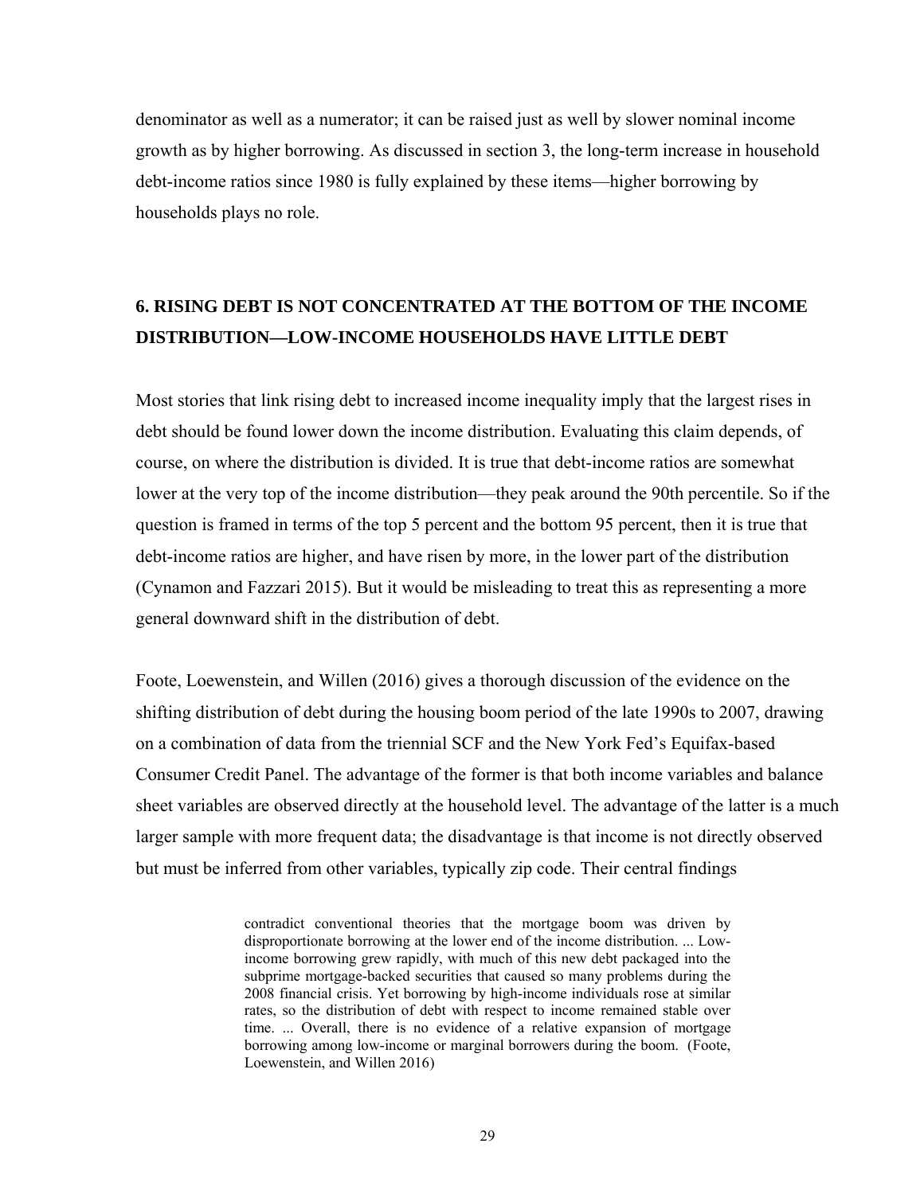denominator as well as a numerator; it can be raised just as well by slower nominal income growth as by higher borrowing. As discussed in section 3, the long-term increase in household debt-income ratios since 1980 is fully explained by these items—higher borrowing by households plays no role.

## 6. RISING DEBT IS NOT CONCENTRATED AT THE BOTTOM OF THE INCOME DISTRIBUTION—LOW-INCOME HOUSEHOLDS HAVE LITTLE DEBT

Most stories that link rising debt to increased income inequality imply that the largest rises in debt should be found lower down the income distribution. Evaluating this claim depends, of course, on where the distribution is divided. It is true that debt-income ratios are somewhat lower at the very top of the income distribution—they peak around the 90th percentile. So if the question is framed in terms of the top 5 percent and the bottom 95 percent, then it is true that debt-income ratios are higher, and have risen by more, in the lower part of the distribution (Cynamon and Fazzari 2015). But it would be misleading to treat this as representing a more general downward shift in the distribution of debt.

Foote, Loewenstein, and Willen (2016) gives a thorough discussion of the evidence on the shifting distribution of debt during the housing boom period of the late 1990s to 2007, drawing on a combination of data from the triennial SCF and the New York Fed's Equifax-based Consumer Credit Panel. The advantage of the former is that both income variables and balance sheet variables are observed directly at the household level. The advantage of the latter is a much larger sample with more frequent data; the disadvantage is that income is not directly observed but must be inferred from other variables, typically zip code. Their central findings

> contradict conventional theories that the mortgage boom was driven by disproportionate borrowing at the lower end of the income distribution. ... Low-income borrowing grew rapidly, with much of this new debt packaged into the subprime mortgage-backed securities that caused so many problems during the 2008 financial crisis. Yet borrowing by high-income individuals rose at similar rates, so the distribution of debt with respect to income remained stable over time. ... Overall, there is no evidence of a relative expansion of mortgage borrowing among low-income or marginal borrowers during the boom. (Foote, Loewenstein, and Willen 2016)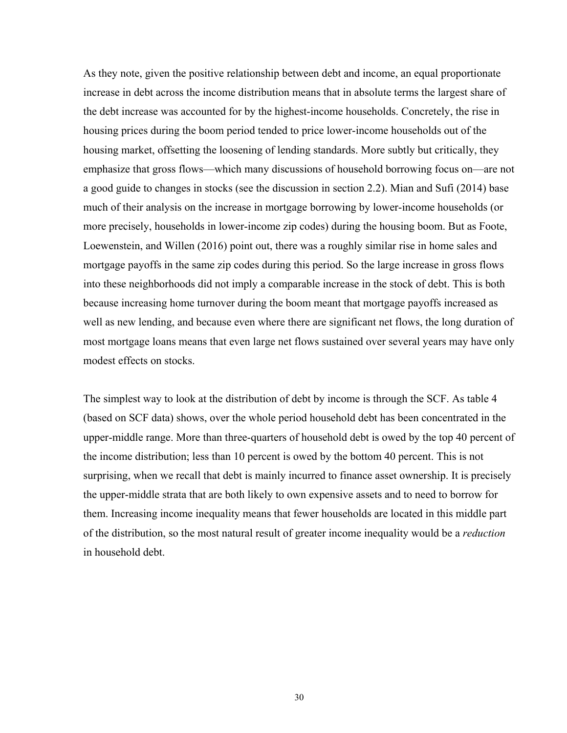As they note, given the positive relationship between debt and income, an equal proportionate increase in debt across the income distribution means that in absolute terms the largest share of the debt increase was accounted for by the highest-income households. Concretely, the rise in housing prices during the boom period tended to price lower-income households out of the housing market, offsetting the loosening of lending standards. More subtly but critically, they emphasize that gross flows—which many discussions of household borrowing focus on—are not a good guide to changes in stocks (see the discussion in section 2.2). Mian and Sufi (2014) base much of their analysis on the increase in mortgage borrowing by lower-income households (or more precisely, households in lower-income zip codes) during the housing boom. But as Foote, Loewenstein, and Willen (2016) point out, there was a roughly similar rise in home sales and mortgage payoffs in the same zip codes during this period. So the large increase in gross flows into these neighborhoods did not imply a comparable increase in the stock of debt. This is both because increasing home turnover during the boom meant that mortgage payoffs increased as well as new lending, and because even where there are significant net flows, the long duration of most mortgage loans means that even large net flows sustained over several years may have only modest effects on stocks.

The simplest way to look at the distribution of debt by income is through the SCF. As table 4 (based on SCF data) shows, over the whole period household debt has been concentrated in the upper-middle range. More than three-quarters of household debt is owed by the top 40 percent of the income distribution; less than 10 percent is owed by the bottom 40 percent. This is not surprising, when we recall that debt is mainly incurred to finance asset ownership. It is precisely the upper-middle strata that are both likely to own expensive assets and to need to borrow for them. Increasing income inequality means that fewer households are located in this middle part of the distribution, so the most natural result of greater income inequality would be a *reduction* in household debt.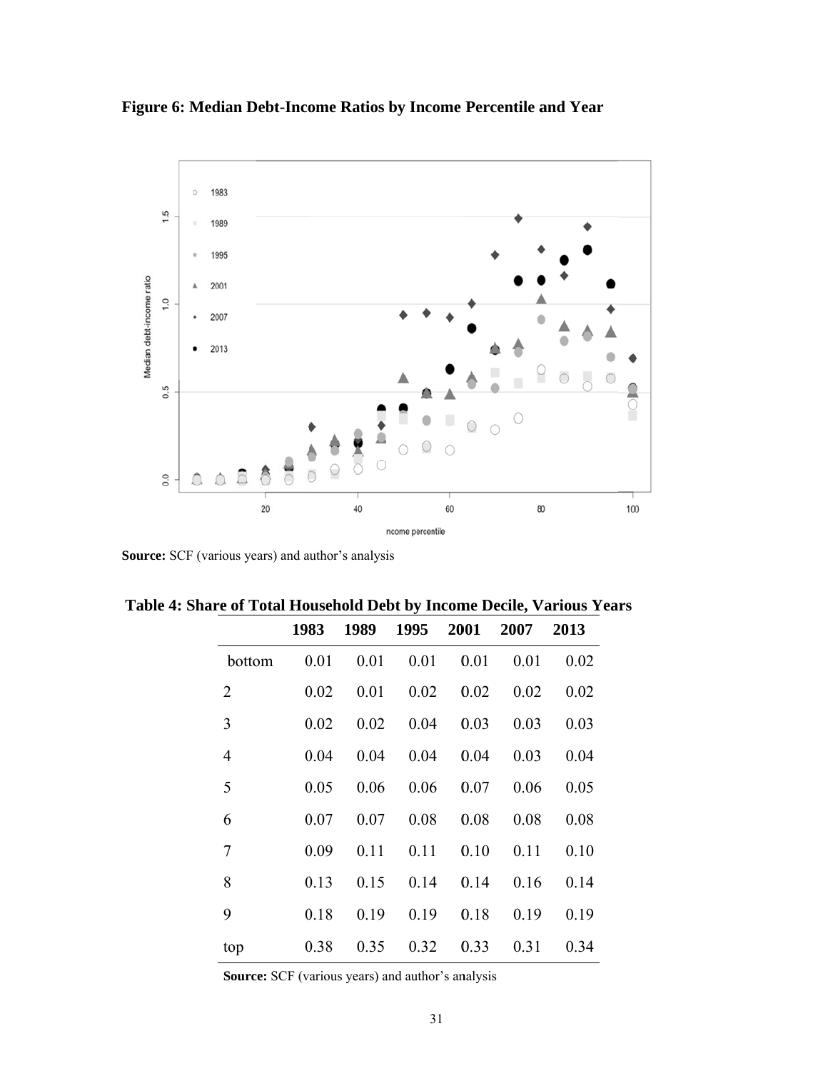**Figure 6: Median Debt-Income Ratios by Income Percentile and Year**

1983
1989
1995
2001
2007
2013

Median debt-income ratio

0.0
0.5
1.0
1.5

20
40
60
80
100

ncome percentile

**Source:** SCF (various years) and author's analysis

**Table 4: Share of Total Household Debt by Income Decile, Various Years**

| | 1983 | 1989 | 1995 | 2001 | 2007 | 2013 |
|---|---|---|---|---|---|---|
| bottom | 0.01 | 0.01 | 0.01 | 0.01 | 0.01 | 0.02 |
| 2 | 0.02 | 0.01 | 0.02 | 0.02 | 0.02 | 0.02 |
| 3 | 0.02 | 0.02 | 0.04 | 0.03 | 0.03 | 0.03 |
| 4 | 0.04 | 0.04 | 0.04 | 0.04 | 0.03 | 0.04 |
| 5 | 0.05 | 0.06 | 0.06 | 0.07 | 0.06 | 0.05 |
| 6 | 0.07 | 0.07 | 0.08 | 0.08 | 0.08 | 0.08 |
| 7 | 0.09 | 0.11 | 0.11 | 0.10 | 0.11 | 0.10 |
| 8 | 0.13 | 0.15 | 0.14 | 0.14 | 0.16 | 0.14 |
| 9 | 0.18 | 0.19 | 0.19 | 0.18 | 0.19 | 0.19 |
| top | 0.38 | 0.35 | 0.32 | 0.33 | 0.31 | 0.34 |

**Source:** SCF (various years) and author's analysis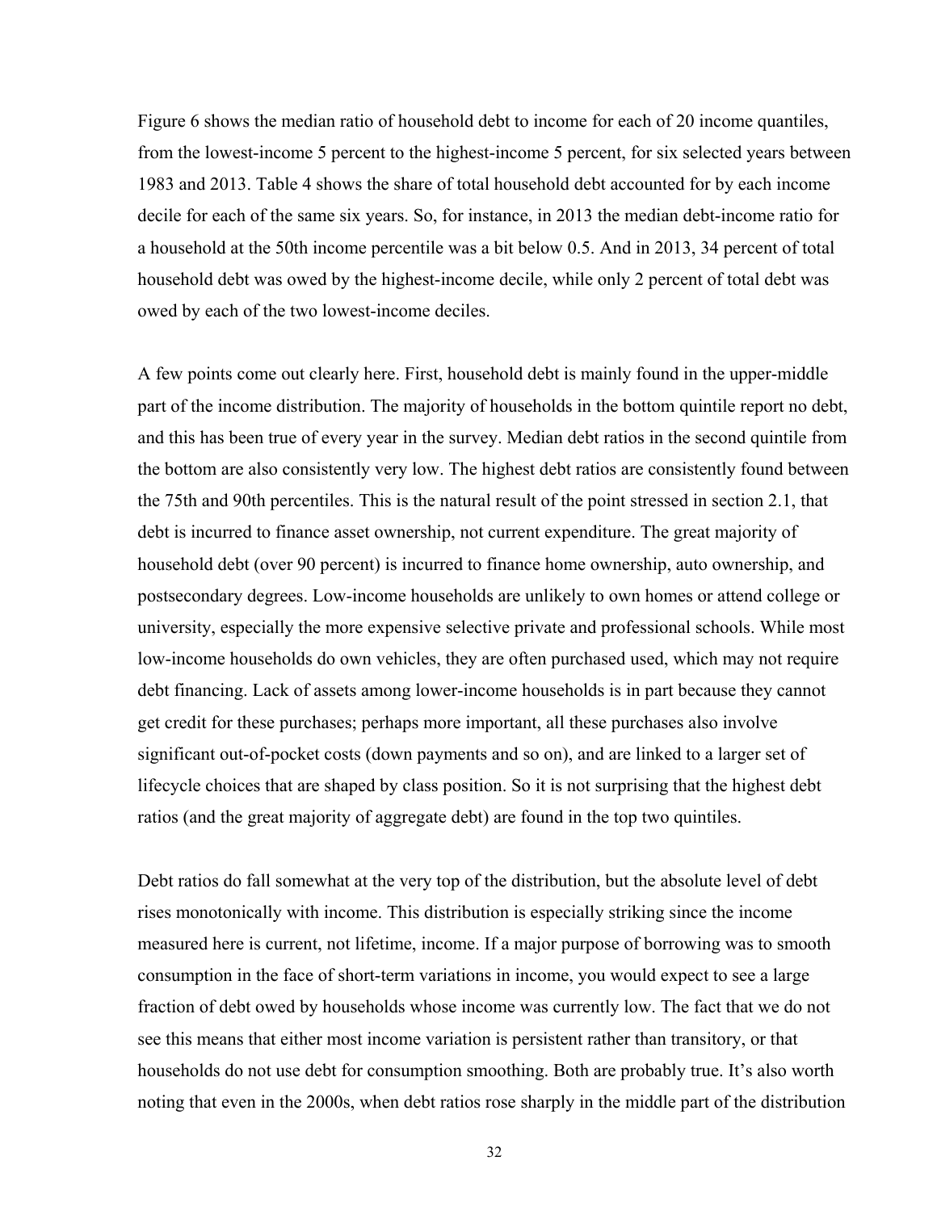Figure 6 shows the median ratio of household debt to income for each of 20 income quantiles, from the lowest-income 5 percent to the highest-income 5 percent, for six selected years between 1983 and 2013. Table 4 shows the share of total household debt accounted for by each income decile for each of the same six years. So, for instance, in 2013 the median debt-income ratio for a household at the 50th income percentile was a bit below 0.5. And in 2013, 34 percent of total household debt was owed by the highest-income decile, while only 2 percent of total debt was owed by each of the two lowest-income deciles.

A few points come out clearly here. First, household debt is mainly found in the upper-middle part of the income distribution. The majority of households in the bottom quintile report no debt, and this has been true of every year in the survey. Median debt ratios in the second quintile from the bottom are also consistently very low. The highest debt ratios are consistently found between the 75th and 90th percentiles. This is the natural result of the point stressed in section 2.1, that debt is incurred to finance asset ownership, not current expenditure. The great majority of household debt (over 90 percent) is incurred to finance home ownership, auto ownership, and postsecondary degrees. Low-income households are unlikely to own homes or attend college or university, especially the more expensive selective private and professional schools. While most low-income households do own vehicles, they are often purchased used, which may not require debt financing. Lack of assets among lower-income households is in part because they cannot get credit for these purchases; perhaps more important, all these purchases also involve significant out-of-pocket costs (down payments and so on), and are linked to a larger set of lifecycle choices that are shaped by class position. So it is not surprising that the highest debt ratios (and the great majority of aggregate debt) are found in the top two quintiles.

Debt ratios do fall somewhat at the very top of the distribution, but the absolute level of debt rises monotonically with income. This distribution is especially striking since the income measured here is current, not lifetime, income. If a major purpose of borrowing was to smooth consumption in the face of short-term variations in income, you would expect to see a large fraction of debt owed by households whose income was currently low. The fact that we do not see this means that either most income variation is persistent rather than transitory, or that households do not use debt for consumption smoothing. Both are probably true. It's also worth noting that even in the 2000s, when debt ratios rose sharply in the middle part of the distribution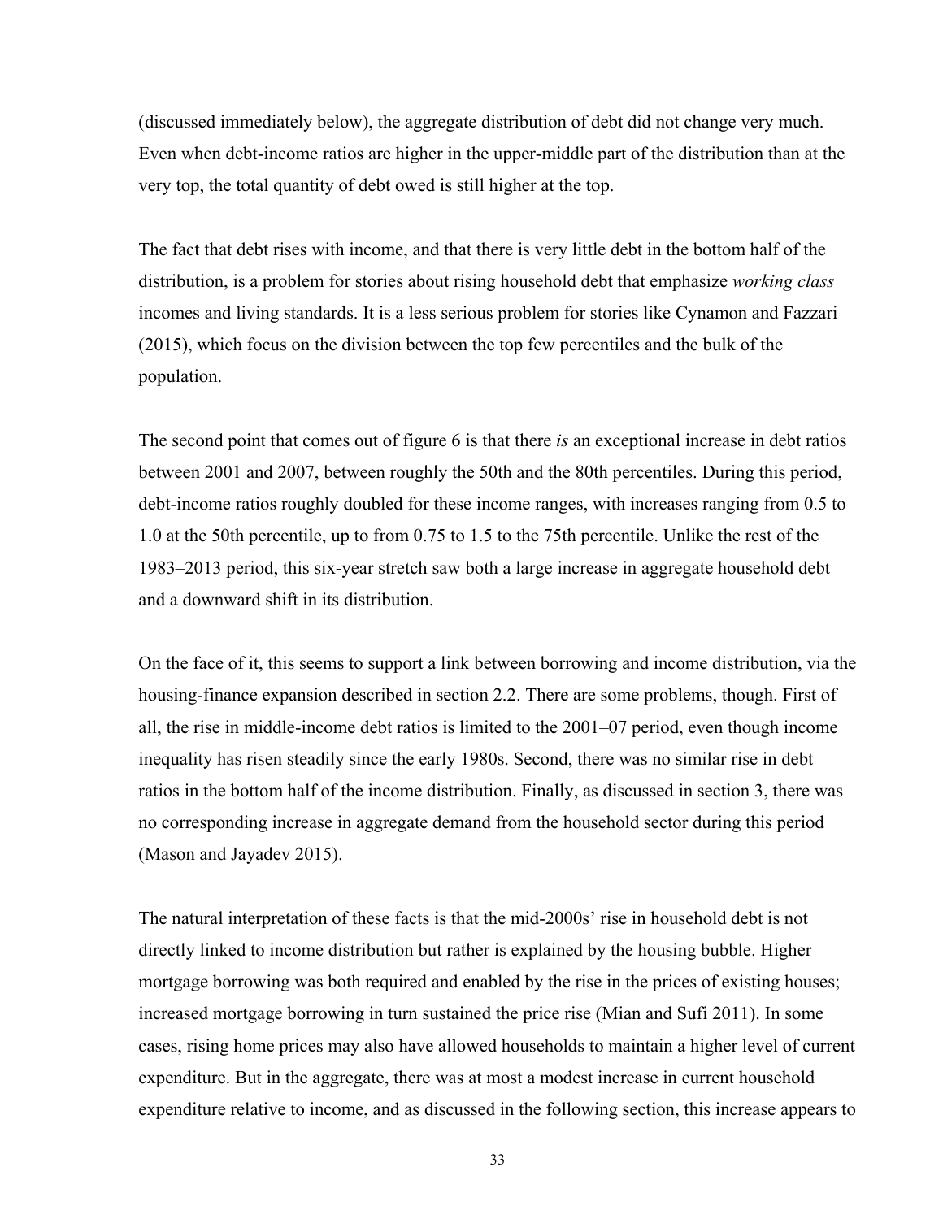(discussed immediately below), the aggregate distribution of debt did not change very much. Even when debt-income ratios are higher in the upper-middle part of the distribution than at the very top, the total quantity of debt owed is still higher at the top.

The fact that debt rises with income, and that there is very little debt in the bottom half of the distribution, is a problem for stories about rising household debt that emphasize *working class* incomes and living standards. It is a less serious problem for stories like Cynamon and Fazzari (2015), which focus on the division between the top few percentiles and the bulk of the population.

The second point that comes out of figure 6 is that there *is* an exceptional increase in debt ratios between 2001 and 2007, between roughly the 50th and the 80th percentiles. During this period, debt-income ratios roughly doubled for these income ranges, with increases ranging from 0.5 to 1.0 at the 50th percentile, up to from 0.75 to 1.5 to the 75th percentile. Unlike the rest of the 1983–2013 period, this six-year stretch saw both a large increase in aggregate household debt and a downward shift in its distribution.

On the face of it, this seems to support a link between borrowing and income distribution, via the housing-finance expansion described in section 2.2. There are some problems, though. First of all, the rise in middle-income debt ratios is limited to the 2001–07 period, even though income inequality has risen steadily since the early 1980s. Second, there was no similar rise in debt ratios in the bottom half of the income distribution. Finally, as discussed in section 3, there was no corresponding increase in aggregate demand from the household sector during this period (Mason and Jayadev 2015).

The natural interpretation of these facts is that the mid-2000s' rise in household debt is not directly linked to income distribution but rather is explained by the housing bubble. Higher mortgage borrowing was both required and enabled by the rise in the prices of existing houses; increased mortgage borrowing in turn sustained the price rise (Mian and Sufi 2011). In some cases, rising home prices may also have allowed households to maintain a higher level of current expenditure. But in the aggregate, there was at most a modest increase in current household expenditure relative to income, and as discussed in the following section, this increase appears to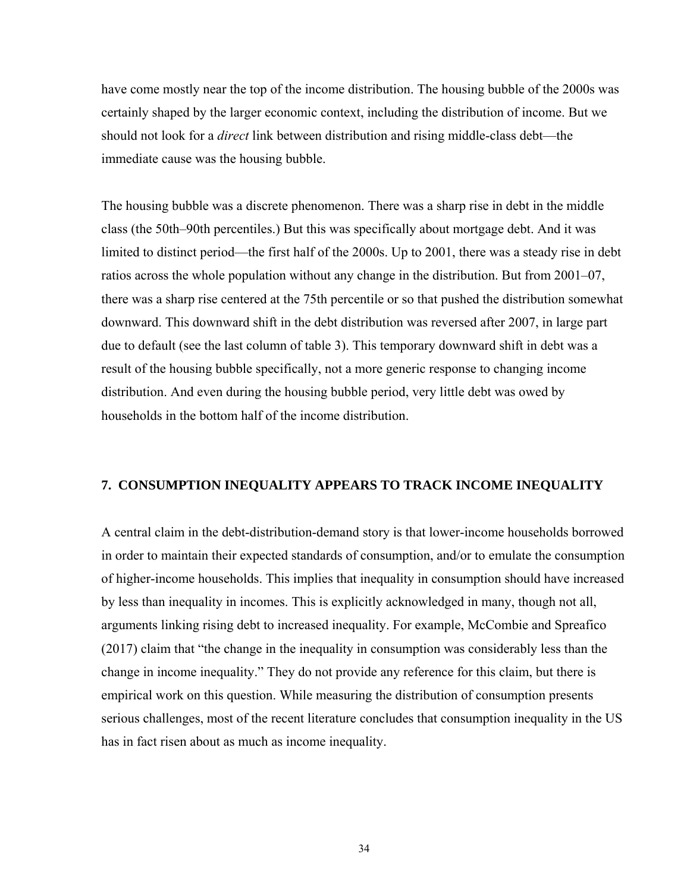have come mostly near the top of the income distribution. The housing bubble of the 2000s was certainly shaped by the larger economic context, including the distribution of income. But we should not look for a *direct* link between distribution and rising middle-class debt—the immediate cause was the housing bubble.

The housing bubble was a discrete phenomenon. There was a sharp rise in debt in the middle class (the 50th–90th percentiles.) But this was specifically about mortgage debt. And it was limited to distinct period—the first half of the 2000s. Up to 2001, there was a steady rise in debt ratios across the whole population without any change in the distribution. But from 2001–07, there was a sharp rise centered at the 75th percentile or so that pushed the distribution somewhat downward. This downward shift in the debt distribution was reversed after 2007, in large part due to default (see the last column of table 3). This temporary downward shift in debt was a result of the housing bubble specifically, not a more generic response to changing income distribution. And even during the housing bubble period, very little debt was owed by households in the bottom half of the income distribution.

## 7. CONSUMPTION INEQUALITY APPEARS TO TRACK INCOME INEQUALITY

A central claim in the debt-distribution-demand story is that lower-income households borrowed in order to maintain their expected standards of consumption, and/or to emulate the consumption of higher-income households. This implies that inequality in consumption should have increased by less than inequality in incomes. This is explicitly acknowledged in many, though not all, arguments linking rising debt to increased inequality. For example, McCombie and Spreafico (2017) claim that "the change in the inequality in consumption was considerably less than the change in income inequality." They do not provide any reference for this claim, but there is empirical work on this question. While measuring the distribution of consumption presents serious challenges, most of the recent literature concludes that consumption inequality in the US has in fact risen about as much as income inequality.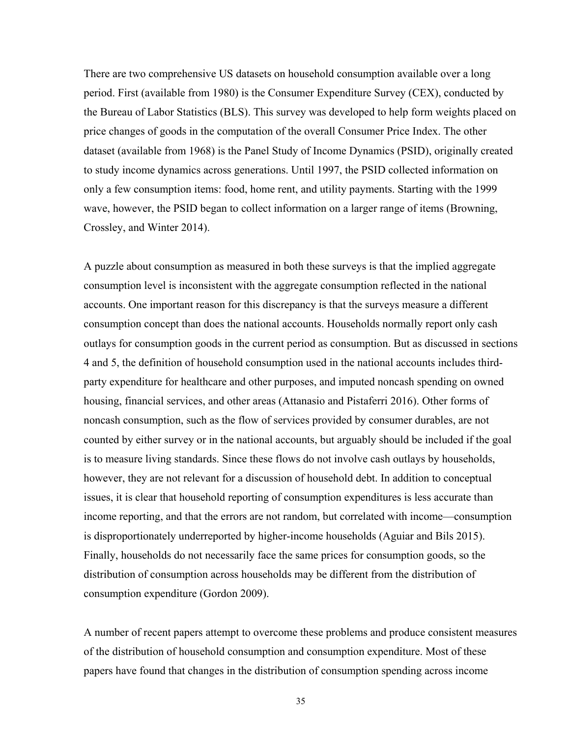There are two comprehensive US datasets on household consumption available over a long period. First (available from 1980) is the Consumer Expenditure Survey (CEX), conducted by the Bureau of Labor Statistics (BLS). This survey was developed to help form weights placed on price changes of goods in the computation of the overall Consumer Price Index. The other dataset (available from 1968) is the Panel Study of Income Dynamics (PSID), originally created to study income dynamics across generations. Until 1997, the PSID collected information on only a few consumption items: food, home rent, and utility payments. Starting with the 1999 wave, however, the PSID began to collect information on a larger range of items (Browning, Crossley, and Winter 2014).

A puzzle about consumption as measured in both these surveys is that the implied aggregate consumption level is inconsistent with the aggregate consumption reflected in the national accounts. One important reason for this discrepancy is that the surveys measure a different consumption concept than does the national accounts. Households normally report only cash outlays for consumption goods in the current period as consumption. But as discussed in sections 4 and 5, the definition of household consumption used in the national accounts includes third-party expenditure for healthcare and other purposes, and imputed noncash spending on owned housing, financial services, and other areas (Attanasio and Pistaferri 2016). Other forms of noncash consumption, such as the flow of services provided by consumer durables, are not counted by either survey or in the national accounts, but arguably should be included if the goal is to measure living standards. Since these flows do not involve cash outlays by households, however, they are not relevant for a discussion of household debt. In addition to conceptual issues, it is clear that household reporting of consumption expenditures is less accurate than income reporting, and that the errors are not random, but correlated with income—consumption is disproportionately underreported by higher-income households (Aguiar and Bils 2015). Finally, households do not necessarily face the same prices for consumption goods, so the distribution of consumption across households may be different from the distribution of consumption expenditure (Gordon 2009).

A number of recent papers attempt to overcome these problems and produce consistent measures of the distribution of household consumption and consumption expenditure. Most of these papers have found that changes in the distribution of consumption spending across income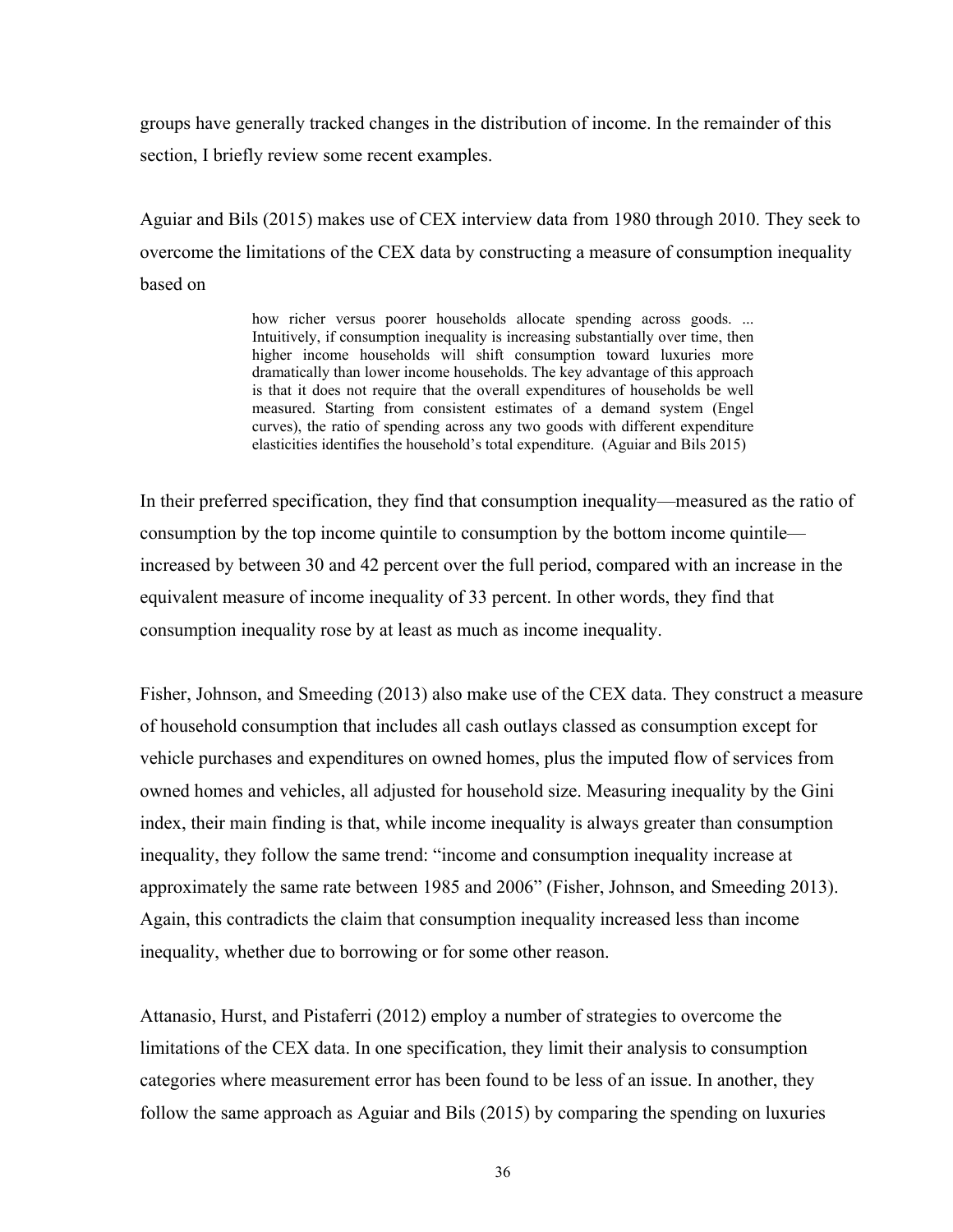groups have generally tracked changes in the distribution of income. In the remainder of this section, I briefly review some recent examples.

Aguiar and Bils (2015) makes use of CEX interview data from 1980 through 2010. They seek to overcome the limitations of the CEX data by constructing a measure of consumption inequality based on

> how richer versus poorer households allocate spending across goods. ... Intuitively, if consumption inequality is increasing substantially over time, then higher income households will shift consumption toward luxuries more dramatically than lower income households. The key advantage of this approach is that it does not require that the overall expenditures of households be well measured. Starting from consistent estimates of a demand system (Engel curves), the ratio of spending across any two goods with different expenditure elasticities identifies the household's total expenditure. (Aguiar and Bils 2015)

In their preferred specification, they find that consumption inequality—measured as the ratio of consumption by the top income quintile to consumption by the bottom income quintile—increased by between 30 and 42 percent over the full period, compared with an increase in the equivalent measure of income inequality of 33 percent. In other words, they find that consumption inequality rose by at least as much as income inequality.

Fisher, Johnson, and Smeeding (2013) also make use of the CEX data. They construct a measure of household consumption that includes all cash outlays classed as consumption except for vehicle purchases and expenditures on owned homes, plus the imputed flow of services from owned homes and vehicles, all adjusted for household size. Measuring inequality by the Gini index, their main finding is that, while income inequality is always greater than consumption inequality, they follow the same trend: "income and consumption inequality increase at approximately the same rate between 1985 and 2006" (Fisher, Johnson, and Smeeding 2013). Again, this contradicts the claim that consumption inequality increased less than income inequality, whether due to borrowing or for some other reason.

Attanasio, Hurst, and Pistaferri (2012) employ a number of strategies to overcome the limitations of the CEX data. In one specification, they limit their analysis to consumption categories where measurement error has been found to be less of an issue. In another, they follow the same approach as Aguiar and Bils (2015) by comparing the spending on luxuries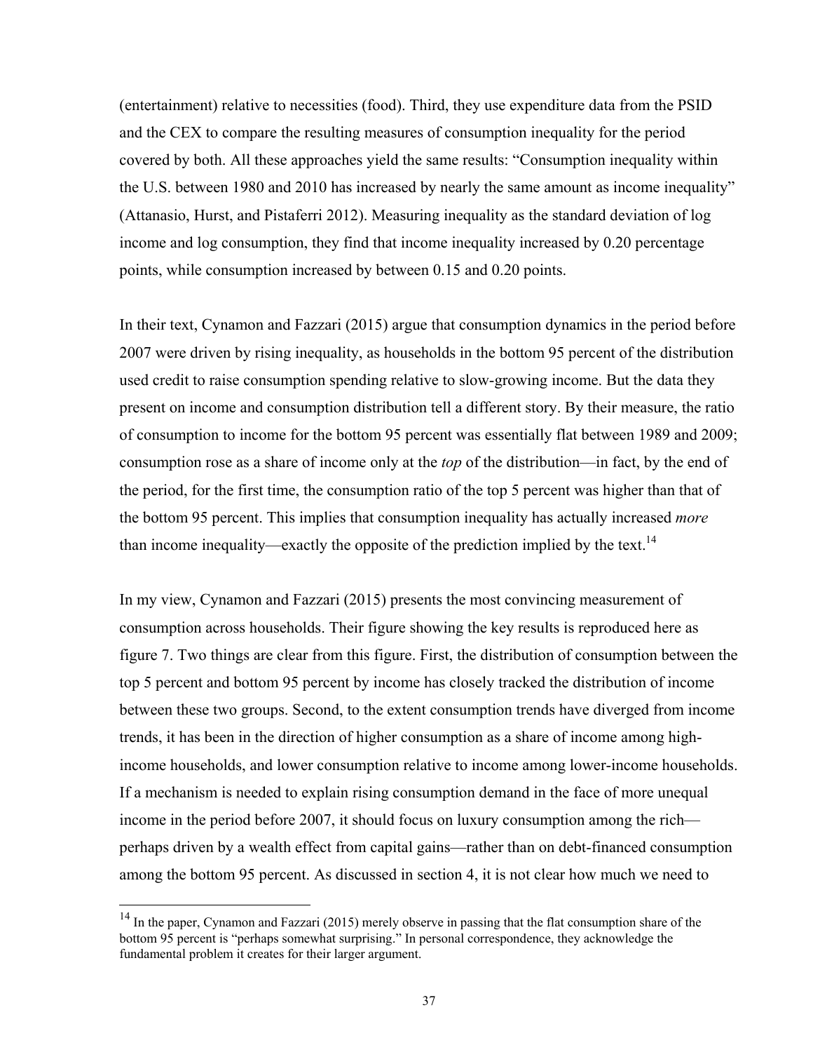(entertainment) relative to necessities (food). Third, they use expenditure data from the PSID and the CEX to compare the resulting measures of consumption inequality for the period covered by both. All these approaches yield the same results: "Consumption inequality within the U.S. between 1980 and 2010 has increased by nearly the same amount as income inequality" (Attanasio, Hurst, and Pistaferri 2012). Measuring inequality as the standard deviation of log income and log consumption, they find that income inequality increased by 0.20 percentage points, while consumption increased by between 0.15 and 0.20 points.

In their text, Cynamon and Fazzari (2015) argue that consumption dynamics in the period before 2007 were driven by rising inequality, as households in the bottom 95 percent of the distribution used credit to raise consumption spending relative to slow-growing income. But the data they present on income and consumption distribution tell a different story. By their measure, the ratio of consumption to income for the bottom 95 percent was essentially flat between 1989 and 2009; consumption rose as a share of income only at the *top* of the distribution—in fact, by the end of the period, for the first time, the consumption ratio of the top 5 percent was higher than that of the bottom 95 percent. This implies that consumption inequality has actually increased *more* than income inequality—exactly the opposite of the prediction implied by the text.[14]

In my view, Cynamon and Fazzari (2015) presents the most convincing measurement of consumption across households. Their figure showing the key results is reproduced here as figure 7. Two things are clear from this figure. First, the distribution of consumption between the top 5 percent and bottom 95 percent by income has closely tracked the distribution of income between these two groups. Second, to the extent consumption trends have diverged from income trends, it has been in the direction of higher consumption as a share of income among high-income households, and lower consumption relative to income among lower-income households. If a mechanism is needed to explain rising consumption demand in the face of more unequal income in the period before 2007, it should focus on luxury consumption among the rich—perhaps driven by a wealth effect from capital gains—rather than on debt-financed consumption among the bottom 95 percent. As discussed in section 4, it is not clear how much we need to

[14] In the paper, Cynamon and Fazzari (2015) merely observe in passing that the flat consumption share of the bottom 95 percent is "perhaps somewhat surprising." In personal correspondence, they acknowledge the fundamental problem it creates for their larger argument.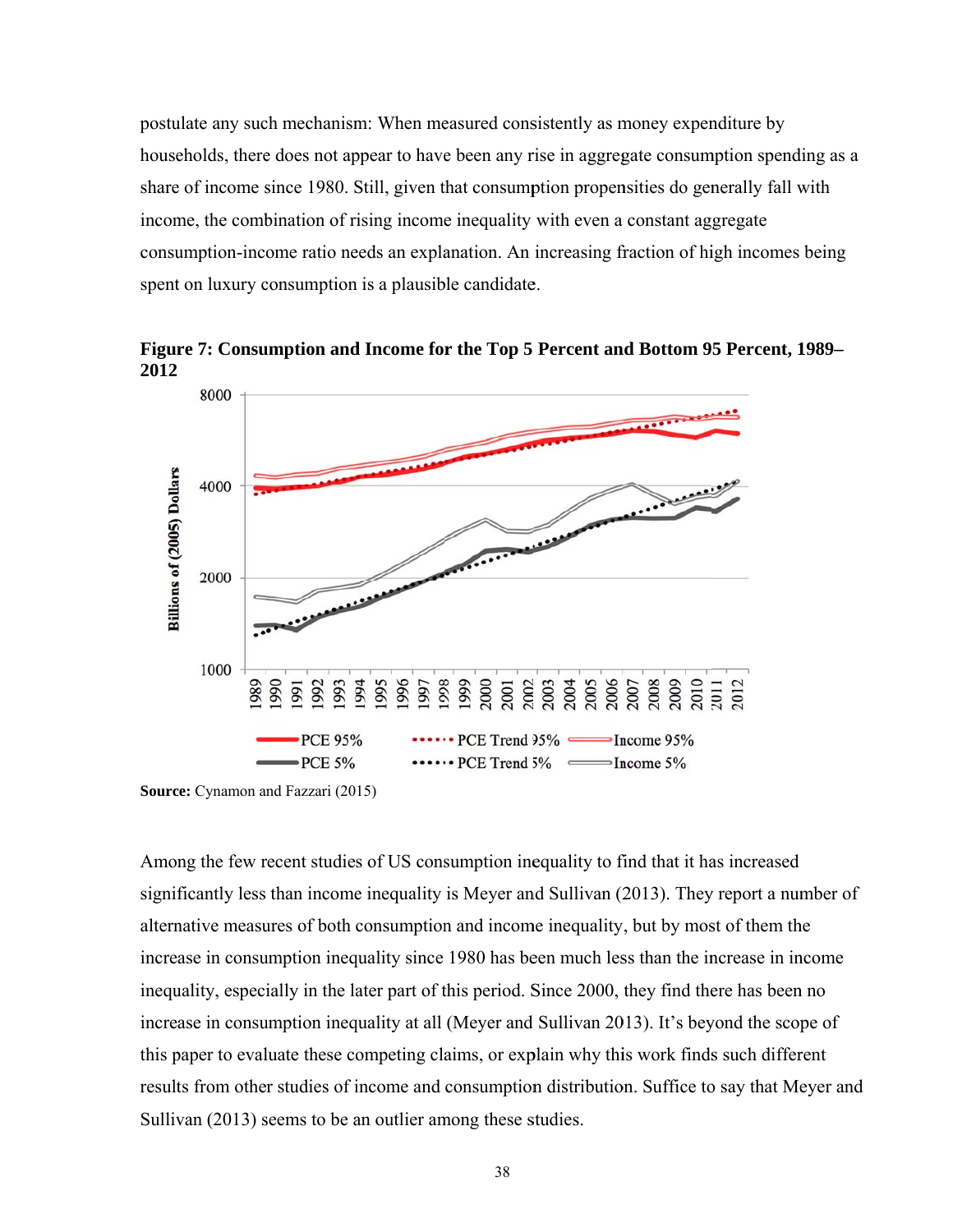postulate any such mechanism: When measured consistently as money expenditure by households, there does not appear to have been any rise in aggregate consumption spending as a share of income since 1980. Still, given that consumption propensities do generally fall with income, the combination of rising income inequality with even a constant aggregate consumption-income ratio needs an explanation. An increasing fraction of high incomes being spent on luxury consumption is a plausible candidate.

**Figure 7: Consumption and Income for the Top 5 Percent and Bottom 95 Percent, 1989–2012**

Billions of (2005) Dollars

8000
4000
2000
1000

1989 1990 1991 1992 1993 1994 1995 1996 1997 1998 1999 2000 2001 2002 2003 2004 2005 2006 2007 2008 2009 2010 2011 2012

PCE 95%
PCE 5%
PCE Trend 95%
PCE Trend 5%
Income 95%
Income 5%

**Source:** Cynamon and Fazzari (2015)

Among the few recent studies of US consumption inequality to find that it has increased significantly less than income inequality is Meyer and Sullivan (2013). They report a number of alternative measures of both consumption and income inequality, but by most of them the increase in consumption inequality since 1980 has been much less than the increase in income inequality, especially in the later part of this period. Since 2000, they find there has been no increase in consumption inequality at all (Meyer and Sullivan 2013). It's beyond the scope of this paper to evaluate these competing claims, or explain why this work finds such different results from other studies of income and consumption distribution. Suffice to say that Meyer and Sullivan (2013) seems to be an outlier among these studies.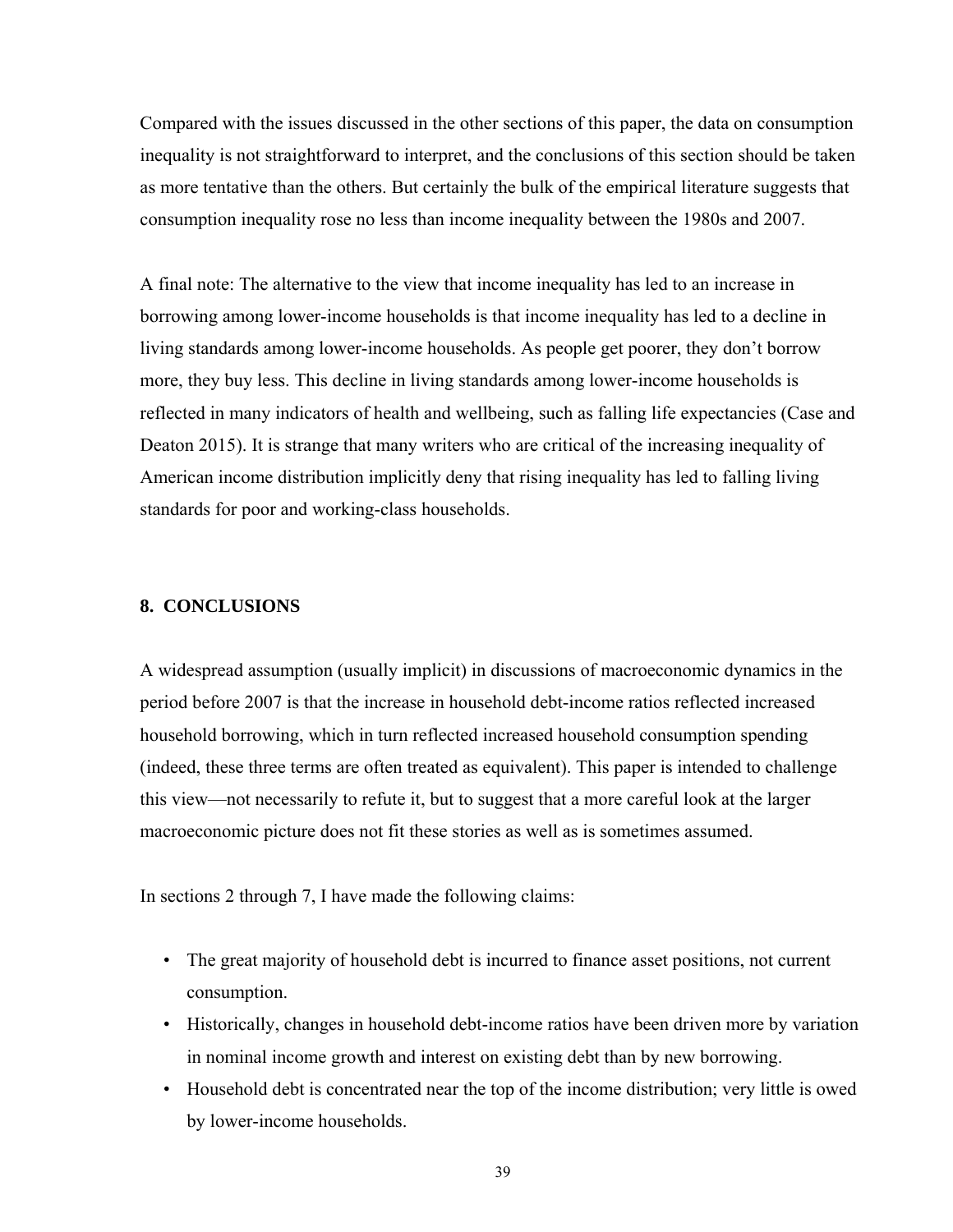Compared with the issues discussed in the other sections of this paper, the data on consumption inequality is not straightforward to interpret, and the conclusions of this section should be taken as more tentative than the others. But certainly the bulk of the empirical literature suggests that consumption inequality rose no less than income inequality between the 1980s and 2007.

A final note: The alternative to the view that income inequality has led to an increase in borrowing among lower-income households is that income inequality has led to a decline in living standards among lower-income households. As people get poorer, they don't borrow more, they buy less. This decline in living standards among lower-income households is reflected in many indicators of health and wellbeing, such as falling life expectancies (Case and Deaton 2015). It is strange that many writers who are critical of the increasing inequality of American income distribution implicitly deny that rising inequality has led to falling living standards for poor and working-class households.

## 8. CONCLUSIONS

A widespread assumption (usually implicit) in discussions of macroeconomic dynamics in the period before 2007 is that the increase in household debt-income ratios reflected increased household borrowing, which in turn reflected increased household consumption spending (indeed, these three terms are often treated as equivalent). This paper is intended to challenge this view—not necessarily to refute it, but to suggest that a more careful look at the larger macroeconomic picture does not fit these stories as well as is sometimes assumed.

In sections 2 through 7, I have made the following claims:

- The great majority of household debt is incurred to finance asset positions, not current consumption.
- Historically, changes in household debt-income ratios have been driven more by variation in nominal income growth and interest on existing debt than by new borrowing.
- Household debt is concentrated near the top of the income distribution; very little is owed by lower-income households.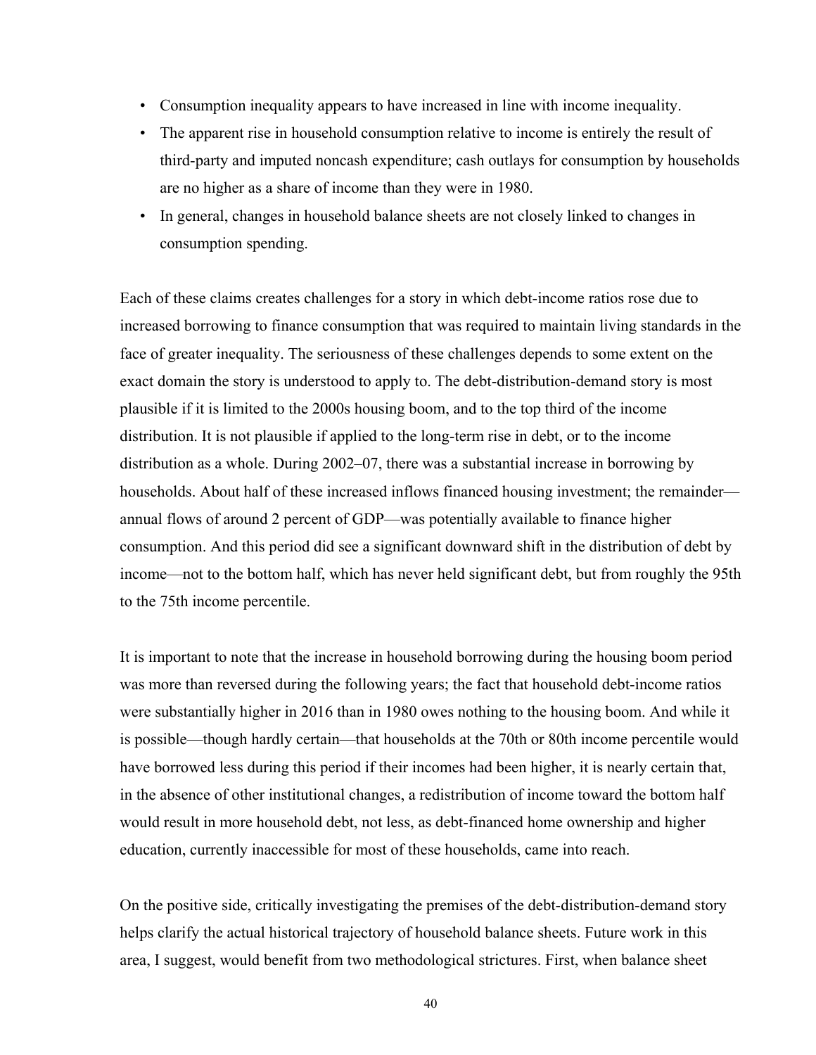- Consumption inequality appears to have increased in line with income inequality.
- The apparent rise in household consumption relative to income is entirely the result of third-party and imputed noncash expenditure; cash outlays for consumption by households are no higher as a share of income than they were in 1980.
- In general, changes in household balance sheets are not closely linked to changes in consumption spending.

Each of these claims creates challenges for a story in which debt-income ratios rose due to increased borrowing to finance consumption that was required to maintain living standards in the face of greater inequality. The seriousness of these challenges depends to some extent on the exact domain the story is understood to apply to. The debt-distribution-demand story is most plausible if it is limited to the 2000s housing boom, and to the top third of the income distribution. It is not plausible if applied to the long-term rise in debt, or to the income distribution as a whole. During 2002–07, there was a substantial increase in borrowing by households. About half of these increased inflows financed housing investment; the remainder—annual flows of around 2 percent of GDP—was potentially available to finance higher consumption. And this period did see a significant downward shift in the distribution of debt by income—not to the bottom half, which has never held significant debt, but from roughly the 95th to the 75th income percentile.

It is important to note that the increase in household borrowing during the housing boom period was more than reversed during the following years; the fact that household debt-income ratios were substantially higher in 2016 than in 1980 owes nothing to the housing boom. And while it is possible—though hardly certain—that households at the 70th or 80th income percentile would have borrowed less during this period if their incomes had been higher, it is nearly certain that, in the absence of other institutional changes, a redistribution of income toward the bottom half would result in more household debt, not less, as debt-financed home ownership and higher education, currently inaccessible for most of these households, came into reach.

On the positive side, critically investigating the premises of the debt-distribution-demand story helps clarify the actual historical trajectory of household balance sheets. Future work in this area, I suggest, would benefit from two methodological strictures. First, when balance sheet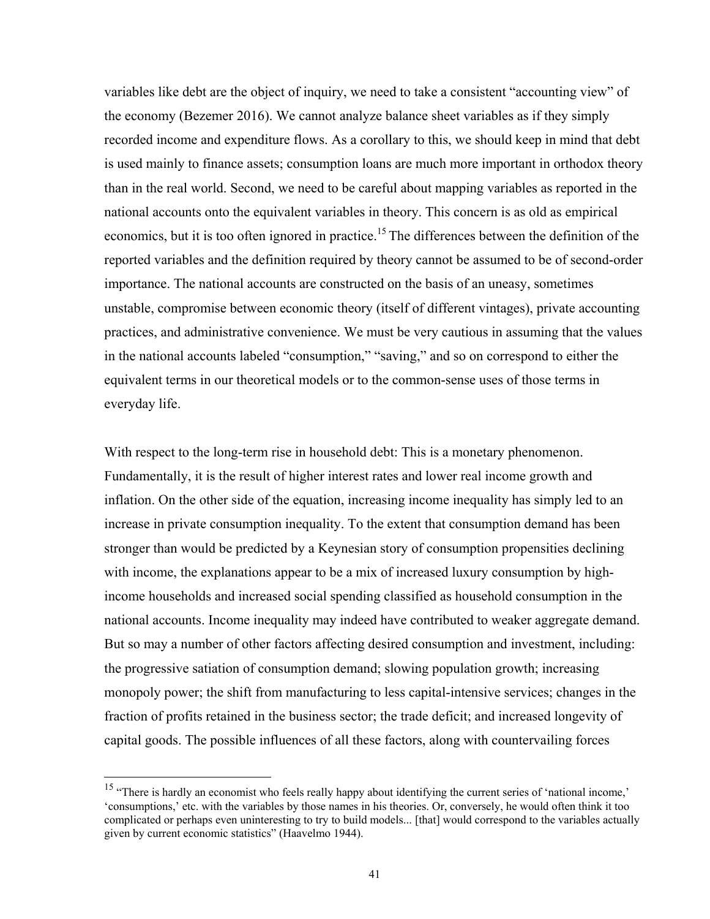variables like debt are the object of inquiry, we need to take a consistent "accounting view" of the economy (Bezemer 2016). We cannot analyze balance sheet variables as if they simply recorded income and expenditure flows. As a corollary to this, we should keep in mind that debt is used mainly to finance assets; consumption loans are much more important in orthodox theory than in the real world. Second, we need to be careful about mapping variables as reported in the national accounts onto the equivalent variables in theory. This concern is as old as empirical economics, but it is too often ignored in practice.[15] The differences between the definition of the reported variables and the definition required by theory cannot be assumed to be of second-order importance. The national accounts are constructed on the basis of an uneasy, sometimes unstable, compromise between economic theory (itself of different vintages), private accounting practices, and administrative convenience. We must be very cautious in assuming that the values in the national accounts labeled "consumption," "saving," and so on correspond to either the equivalent terms in our theoretical models or to the common-sense uses of those terms in everyday life.

With respect to the long-term rise in household debt: This is a monetary phenomenon. Fundamentally, it is the result of higher interest rates and lower real income growth and inflation. On the other side of the equation, increasing income inequality has simply led to an increase in private consumption inequality. To the extent that consumption demand has been stronger than would be predicted by a Keynesian story of consumption propensities declining with income, the explanations appear to be a mix of increased luxury consumption by high-income households and increased social spending classified as household consumption in the national accounts. Income inequality may indeed have contributed to weaker aggregate demand. But so may a number of other factors affecting desired consumption and investment, including: the progressive satiation of consumption demand; slowing population growth; increasing monopoly power; the shift from manufacturing to less capital-intensive services; changes in the fraction of profits retained in the business sector; the trade deficit; and increased longevity of capital goods. The possible influences of all these factors, along with countervailing forces

[15] "There is hardly an economist who feels really happy about identifying the current series of 'national income,' 'consumptions,' etc. with the variables by those names in his theories. Or, conversely, he would often think it too complicated or perhaps even uninteresting to try to build models... [that] would correspond to the variables actually given by current economic statistics" (Haavelmo 1944).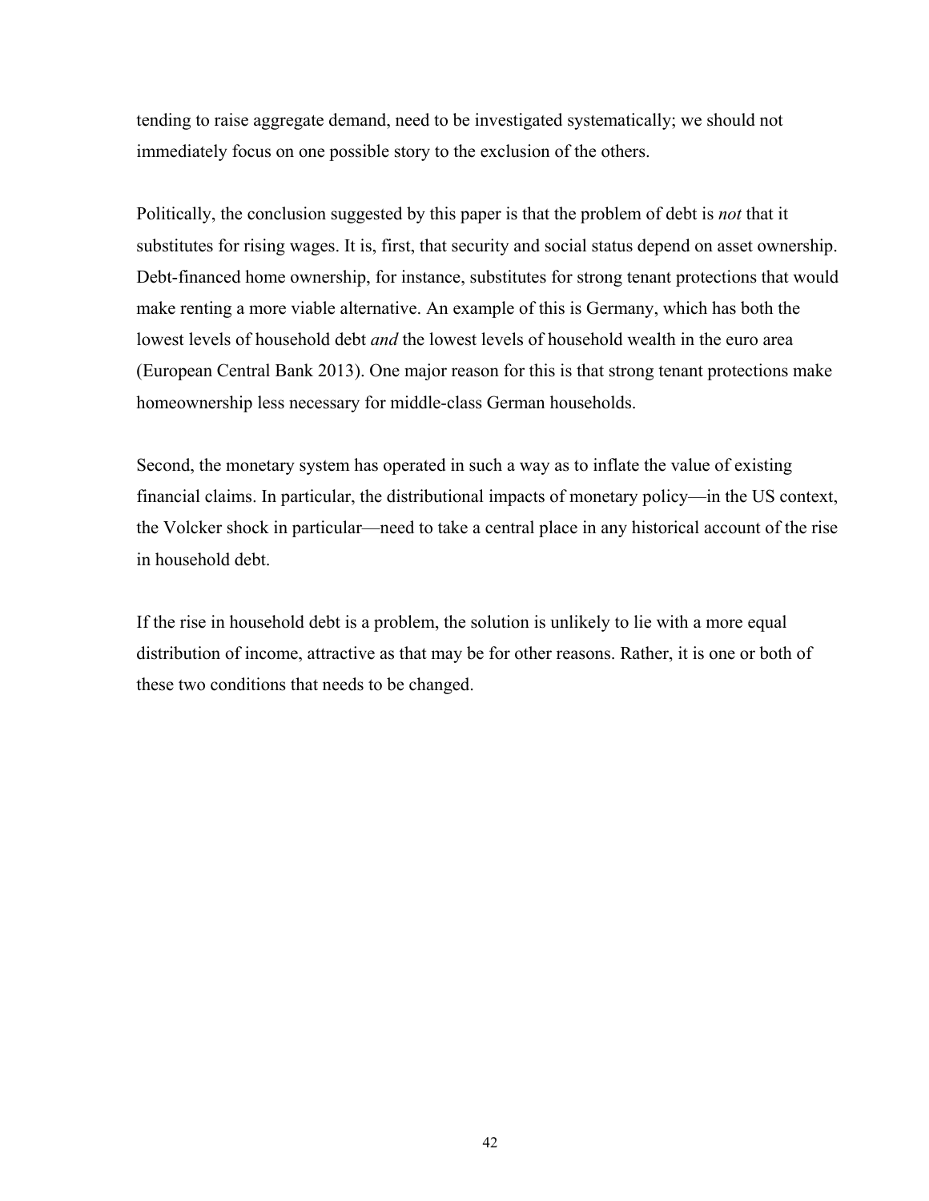tending to raise aggregate demand, need to be investigated systematically; we should not immediately focus on one possible story to the exclusion of the others.

Politically, the conclusion suggested by this paper is that the problem of debt is *not* that it substitutes for rising wages. It is, first, that security and social status depend on asset ownership. Debt-financed home ownership, for instance, substitutes for strong tenant protections that would make renting a more viable alternative. An example of this is Germany, which has both the lowest levels of household debt *and* the lowest levels of household wealth in the euro area (European Central Bank 2013). One major reason for this is that strong tenant protections make homeownership less necessary for middle-class German households.

Second, the monetary system has operated in such a way as to inflate the value of existing financial claims. In particular, the distributional impacts of monetary policy—in the US context, the Volcker shock in particular—need to take a central place in any historical account of the rise in household debt.

If the rise in household debt is a problem, the solution is unlikely to lie with a more equal distribution of income, attractive as that may be for other reasons. Rather, it is one or both of these two conditions that needs to be changed.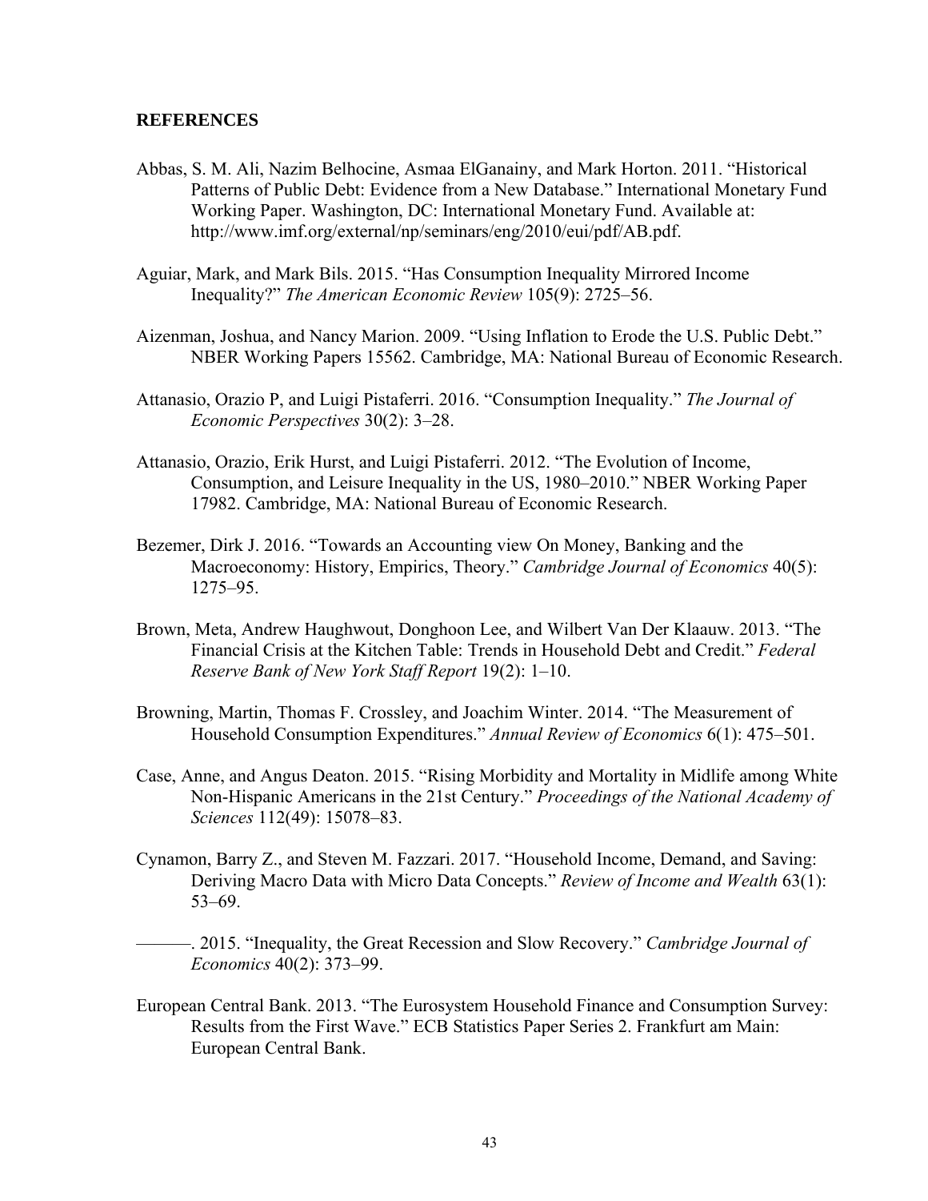## REFERENCES

Abbas, S. M. Ali, Nazim Belhocine, Asmaa ElGanainy, and Mark Horton. 2011. "Historical Patterns of Public Debt: Evidence from a New Database." International Monetary Fund Working Paper. Washington, DC: International Monetary Fund. Available at: http://www.imf.org/external/np/seminars/eng/2010/eui/pdf/AB.pdf.

Aguiar, Mark, and Mark Bils. 2015. "Has Consumption Inequality Mirrored Income Inequality?" *The American Economic Review* 105(9): 2725–56.

Aizenman, Joshua, and Nancy Marion. 2009. "Using Inflation to Erode the U.S. Public Debt." NBER Working Papers 15562. Cambridge, MA: National Bureau of Economic Research.

Attanasio, Orazio P, and Luigi Pistaferri. 2016. "Consumption Inequality." *The Journal of Economic Perspectives* 30(2): 3–28.

Attanasio, Orazio, Erik Hurst, and Luigi Pistaferri. 2012. "The Evolution of Income, Consumption, and Leisure Inequality in the US, 1980–2010." NBER Working Paper 17982. Cambridge, MA: National Bureau of Economic Research.

Bezemer, Dirk J. 2016. "Towards an Accounting view On Money, Banking and the Macroeconomy: History, Empirics, Theory." *Cambridge Journal of Economics* 40(5): 1275–95.

Brown, Meta, Andrew Haughwout, Donghoon Lee, and Wilbert Van Der Klaauw. 2013. "The Financial Crisis at the Kitchen Table: Trends in Household Debt and Credit." *Federal Reserve Bank of New York Staff Report* 19(2): 1–10.

Browning, Martin, Thomas F. Crossley, and Joachim Winter. 2014. "The Measurement of Household Consumption Expenditures." *Annual Review of Economics* 6(1): 475–501.

Case, Anne, and Angus Deaton. 2015. "Rising Morbidity and Mortality in Midlife among White Non-Hispanic Americans in the 21st Century." *Proceedings of the National Academy of Sciences* 112(49): 15078–83.

Cynamon, Barry Z., and Steven M. Fazzari. 2017. "Household Income, Demand, and Saving: Deriving Macro Data with Micro Data Concepts." *Review of Income and Wealth* 63(1): 53–69.

———. 2015. "Inequality, the Great Recession and Slow Recovery." *Cambridge Journal of Economics* 40(2): 373–99.

European Central Bank. 2013. "The Eurosystem Household Finance and Consumption Survey: Results from the First Wave." ECB Statistics Paper Series 2. Frankfurt am Main: European Central Bank.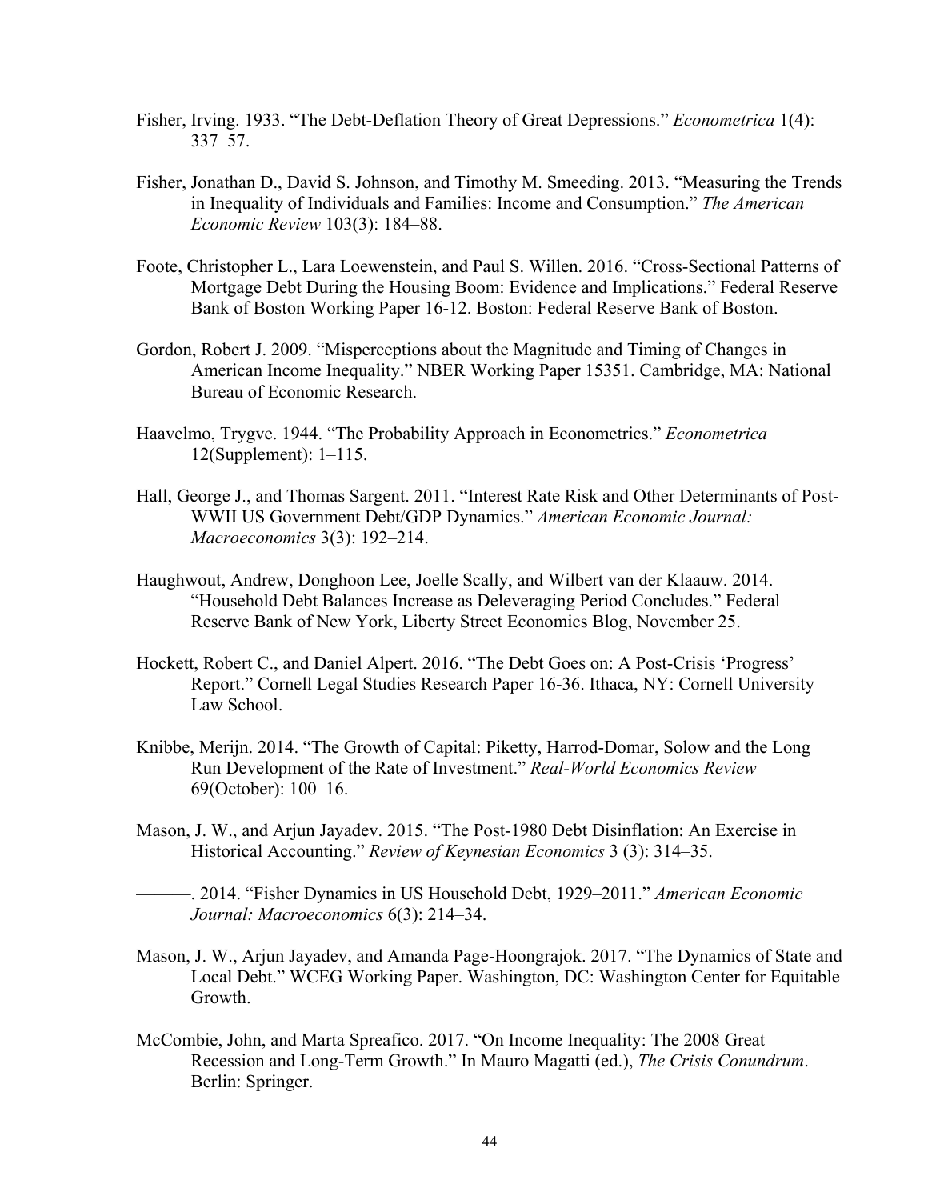Fisher, Irving. 1933. "The Debt-Deflation Theory of Great Depressions." *Econometrica* 1(4): 337–57.

Fisher, Jonathan D., David S. Johnson, and Timothy M. Smeeding. 2013. "Measuring the Trends in Inequality of Individuals and Families: Income and Consumption." *The American Economic Review* 103(3): 184–88.

Foote, Christopher L., Lara Loewenstein, and Paul S. Willen. 2016. "Cross-Sectional Patterns of Mortgage Debt During the Housing Boom: Evidence and Implications." Federal Reserve Bank of Boston Working Paper 16-12. Boston: Federal Reserve Bank of Boston.

Gordon, Robert J. 2009. "Misperceptions about the Magnitude and Timing of Changes in American Income Inequality." NBER Working Paper 15351. Cambridge, MA: National Bureau of Economic Research.

Haavelmo, Trygve. 1944. "The Probability Approach in Econometrics." *Econometrica* 12(Supplement): 1–115.

Hall, George J., and Thomas Sargent. 2011. "Interest Rate Risk and Other Determinants of Post-WWII US Government Debt/GDP Dynamics." *American Economic Journal: Macroeconomics* 3(3): 192–214.

Haughwout, Andrew, Donghoon Lee, Joelle Scally, and Wilbert van der Klaauw. 2014. "Household Debt Balances Increase as Deleveraging Period Concludes." Federal Reserve Bank of New York, Liberty Street Economics Blog, November 25.

Hockett, Robert C., and Daniel Alpert. 2016. "The Debt Goes on: A Post-Crisis 'Progress' Report." Cornell Legal Studies Research Paper 16-36. Ithaca, NY: Cornell University Law School.

Knibbe, Merijn. 2014. "The Growth of Capital: Piketty, Harrod-Domar, Solow and the Long Run Development of the Rate of Investment." *Real-World Economics Review* 69(October): 100–16.

Mason, J. W., and Arjun Jayadev. 2015. "The Post-1980 Debt Disinflation: An Exercise in Historical Accounting." *Review of Keynesian Economics* 3 (3): 314–35.

———. 2014. "Fisher Dynamics in US Household Debt, 1929–2011." *American Economic Journal: Macroeconomics* 6(3): 214–34.

Mason, J. W., Arjun Jayadev, and Amanda Page-Hoongrajok. 2017. "The Dynamics of State and Local Debt." WCEG Working Paper. Washington, DC: Washington Center for Equitable Growth.

McCombie, John, and Marta Spreafico. 2017. "On Income Inequality: The 2008 Great Recession and Long-Term Growth." In Mauro Magatti (ed.), *The Crisis Conundrum*. Berlin: Springer.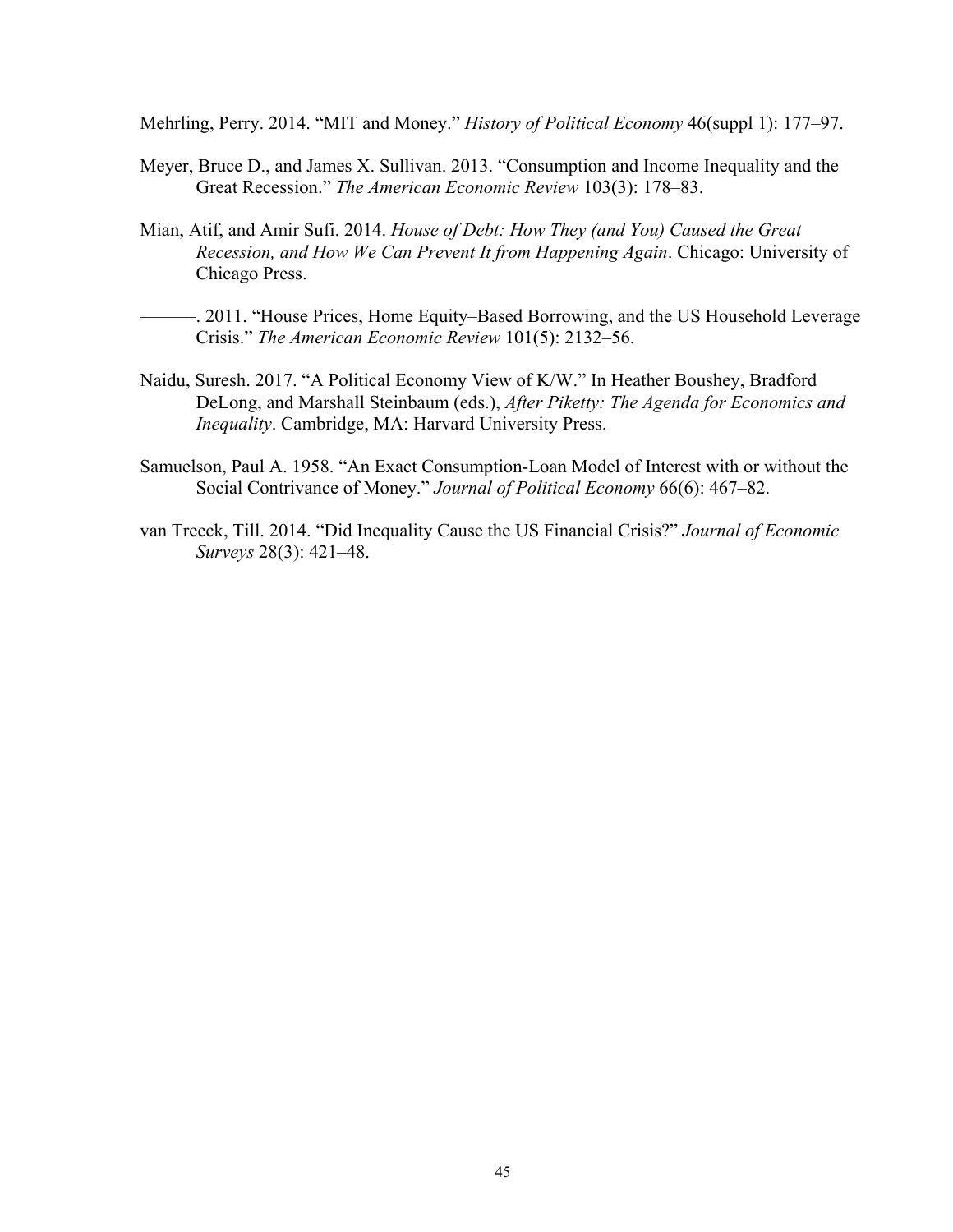Mehrling, Perry. 2014. "MIT and Money." *History of Political Economy* 46(suppl 1): 177–97.

Meyer, Bruce D., and James X. Sullivan. 2013. "Consumption and Income Inequality and the Great Recession." *The American Economic Review* 103(3): 178–83.

Mian, Atif, and Amir Sufi. 2014. *House of Debt: How They (and You) Caused the Great Recession, and How We Can Prevent It from Happening Again*. Chicago: University of Chicago Press.

———. 2011. "House Prices, Home Equity–Based Borrowing, and the US Household Leverage Crisis." *The American Economic Review* 101(5): 2132–56.

Naidu, Suresh. 2017. "A Political Economy View of K/W." In Heather Boushey, Bradford DeLong, and Marshall Steinbaum (eds.), *After Piketty: The Agenda for Economics and Inequality*. Cambridge, MA: Harvard University Press.

Samuelson, Paul A. 1958. "An Exact Consumption-Loan Model of Interest with or without the Social Contrivance of Money." *Journal of Political Economy* 66(6): 467–82.

van Treeck, Till. 2014. "Did Inequality Cause the US Financial Crisis?" *Journal of Economic Surveys* 28(3): 421–48.